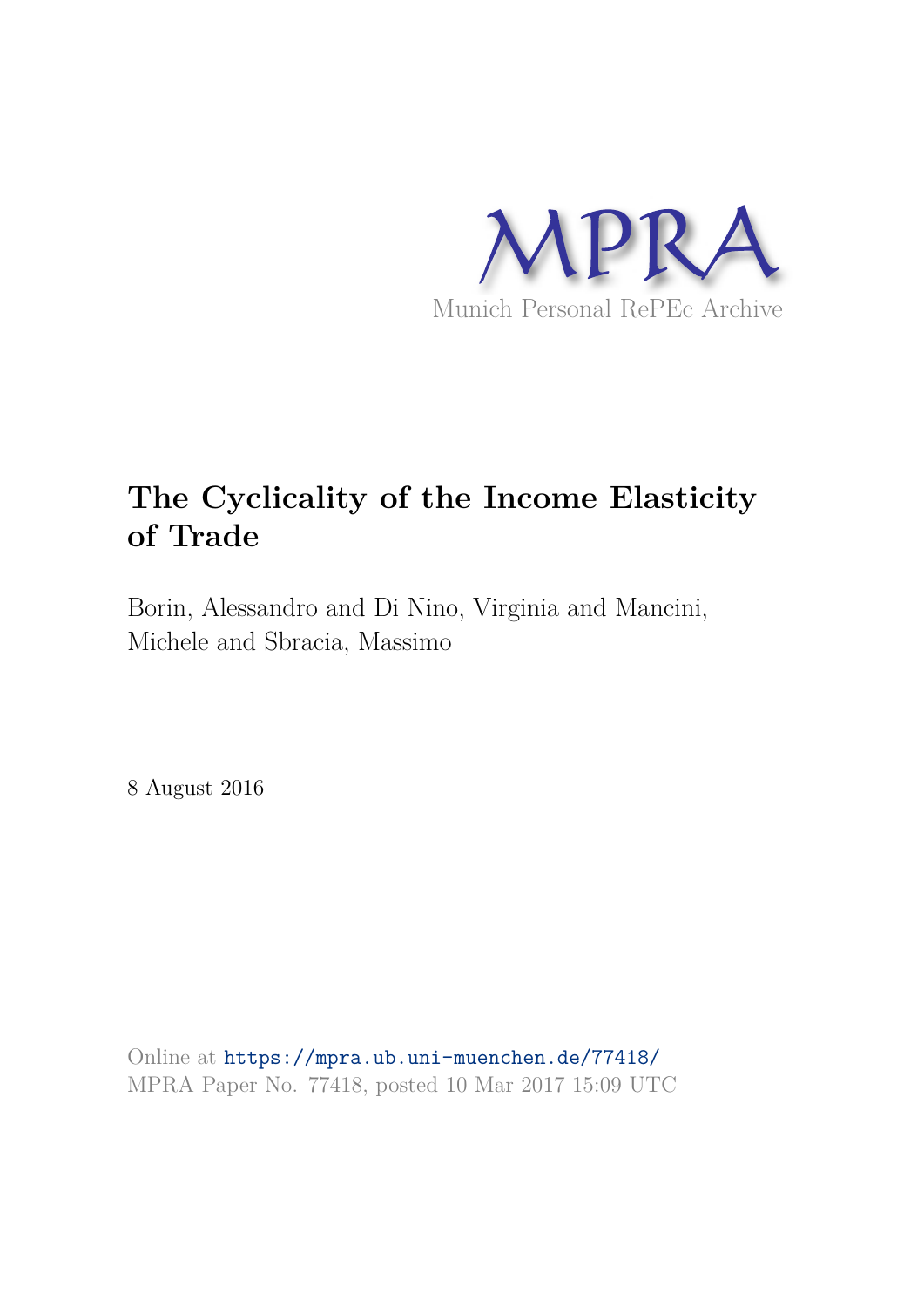MPRA

Munich Personal RePEc Archive

# The Cyclicality of the Income Elasticity of Trade

Borin, Alessandro and Di Nino, Virginia and Mancini, Michele and Sbracia, Massimo

8 August 2016

Online at https://mpra.ub.uni-muenchen.de/77418/
MPRA Paper No. 77418, posted 10 Mar 2017 15:09 UTC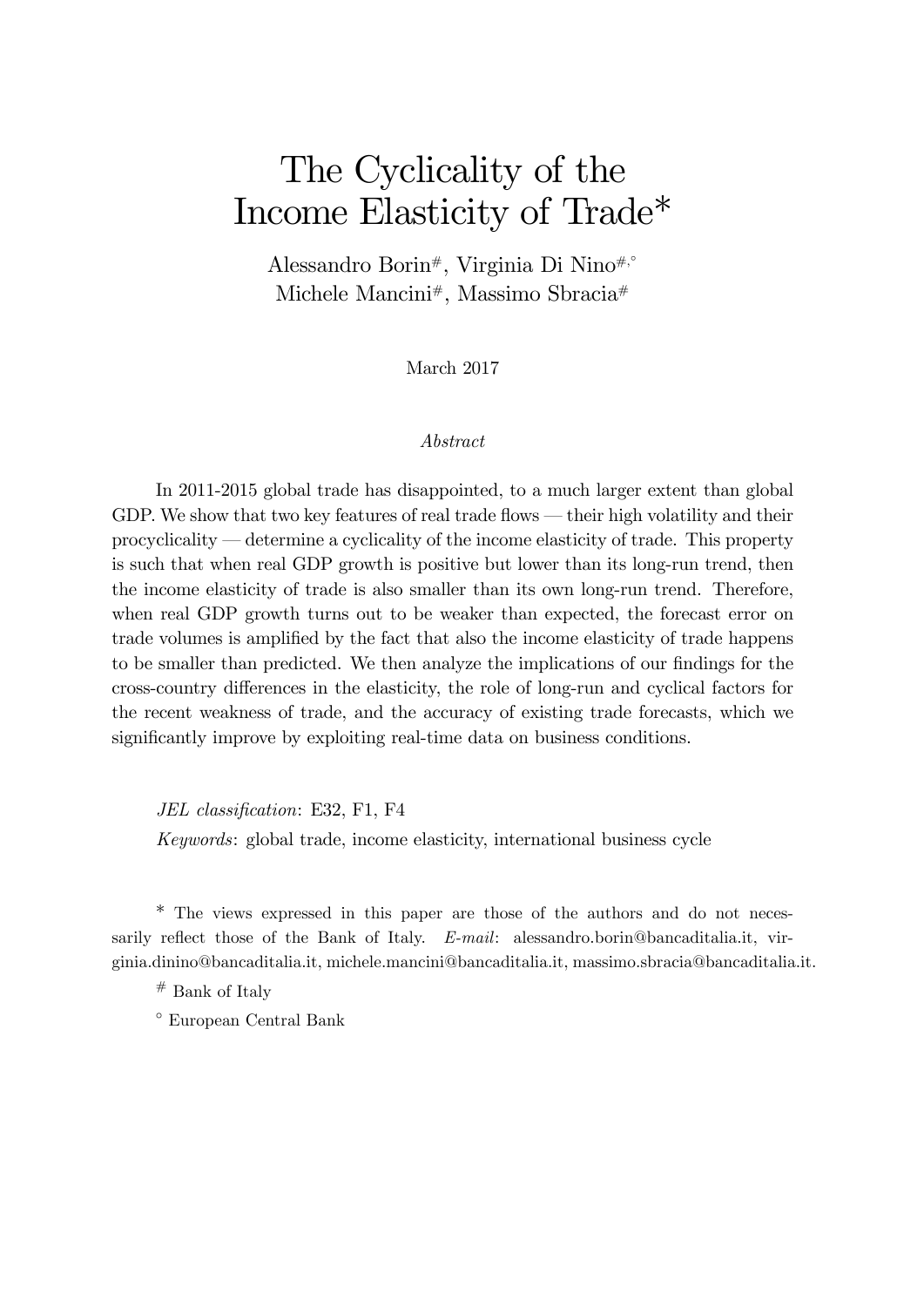# The Cyclicality of the Income Elasticity of Trade*

Alessandro Borin[#], Virginia Di Nino[#,°]
Michele Mancini[#], Massimo Sbracia[#]

March 2017

*Abstract*

In 2011-2015 global trade has disappointed, to a much larger extent than global GDP. We show that two key features of real trade flows — their high volatility and their procyclicality — determine a cyclicality of the income elasticity of trade. This property is such that when real GDP growth is positive but lower than its long-run trend, then the income elasticity of trade is also smaller than its own long-run trend. Therefore, when real GDP growth turns out to be weaker than expected, the forecast error on trade volumes is amplified by the fact that also the income elasticity of trade happens to be smaller than predicted. We then analyze the implications of our findings for the cross-country differences in the elasticity, the role of long-run and cyclical factors for the recent weakness of trade, and the accuracy of existing trade forecasts, which we significantly improve by exploiting real-time data on business conditions.

*JEL classification*: E32, F1, F4

*Keywords*: global trade, income elasticity, international business cycle

* The views expressed in this paper are those of the authors and do not necessarily reflect those of the Bank of Italy. *E-mail*: alessandro.borin@bancaditalia.it, virginia.dinino@bancaditalia.it, michele.mancini@bancaditalia.it, massimo.sbracia@bancaditalia.it.

[#] Bank of Italy

[°] European Central Bank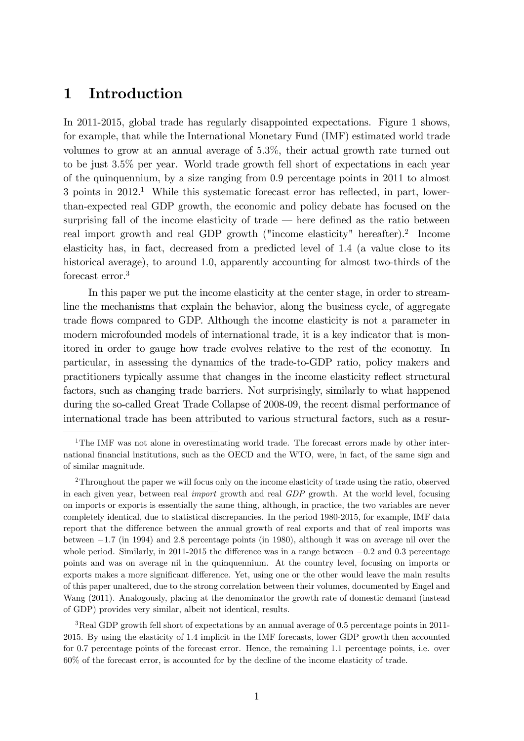# 1 Introduction

In 2011-2015, global trade has regularly disappointed expectations. Figure 1 shows, for example, that while the International Monetary Fund (IMF) estimated world trade volumes to grow at an annual average of 5.3%, their actual growth rate turned out to be just 3.5% per year. World trade growth fell short of expectations in each year of the quinquennium, by a size ranging from 0.9 percentage points in 2011 to almost 3 points in 2012.[1] While this systematic forecast error has reflected, in part, lower-than-expected real GDP growth, the economic and policy debate has focused on the surprising fall of the income elasticity of trade — here defined as the ratio between real import growth and real GDP growth ("income elasticity" hereafter).[2] Income elasticity has, in fact, decreased from a predicted level of 1.4 (a value close to its historical average), to around 1.0, apparently accounting for almost two-thirds of the forecast error.[3]

In this paper we put the income elasticity at the center stage, in order to streamline the mechanisms that explain the behavior, along the business cycle, of aggregate trade flows compared to GDP. Although the income elasticity is not a parameter in modern microfounded models of international trade, it is a key indicator that is monitored in order to gauge how trade evolves relative to the rest of the economy. In particular, in assessing the dynamics of the trade-to-GDP ratio, policy makers and practitioners typically assume that changes in the income elasticity reflect structural factors, such as changing trade barriers. Not surprisingly, similarly to what happened during the so-called Great Trade Collapse of 2008-09, the recent dismal performance of international trade has been attributed to various structural factors, such as a resur-

[1] The IMF was not alone in overestimating world trade. The forecast errors made by other international financial institutions, such as the OECD and the WTO, were, in fact, of the same sign and of similar magnitude.

[2] Throughout the paper we will focus only on the income elasticity of trade using the ratio, observed in each given year, between real *import* growth and real *GDP* growth. At the world level, focusing on imports or exports is essentially the same thing, although, in practice, the two variables are never completely identical, due to statistical discrepancies. In the period 1980-2015, for example, IMF data report that the difference between the annual growth of real exports and that of real imports was between $-1.7$ (in 1994) and 2.8 percentage points (in 1980), although it was on average nil over the whole period. Similarly, in 2011-2015 the difference was in a range between $-0.2$ and 0.3 percentage points and was on average nil in the quinquennium. At the country level, focusing on imports or exports makes a more significant difference. Yet, using one or the other would leave the main results of this paper unaltered, due to the strong correlation between their volumes, documented by Engel and Wang (2011). Analogously, placing at the denominator the growth rate of domestic demand (instead of GDP) provides very similar, albeit not identical, results.

[3] Real GDP growth fell short of expectations by an annual average of 0.5 percentage points in 2011-2015. By using the elasticity of 1.4 implicit in the IMF forecasts, lower GDP growth then accounted for 0.7 percentage points of the forecast error. Hence, the remaining 1.1 percentage points, i.e. over 60% of the forecast error, is accounted for by the decline of the income elasticity of trade.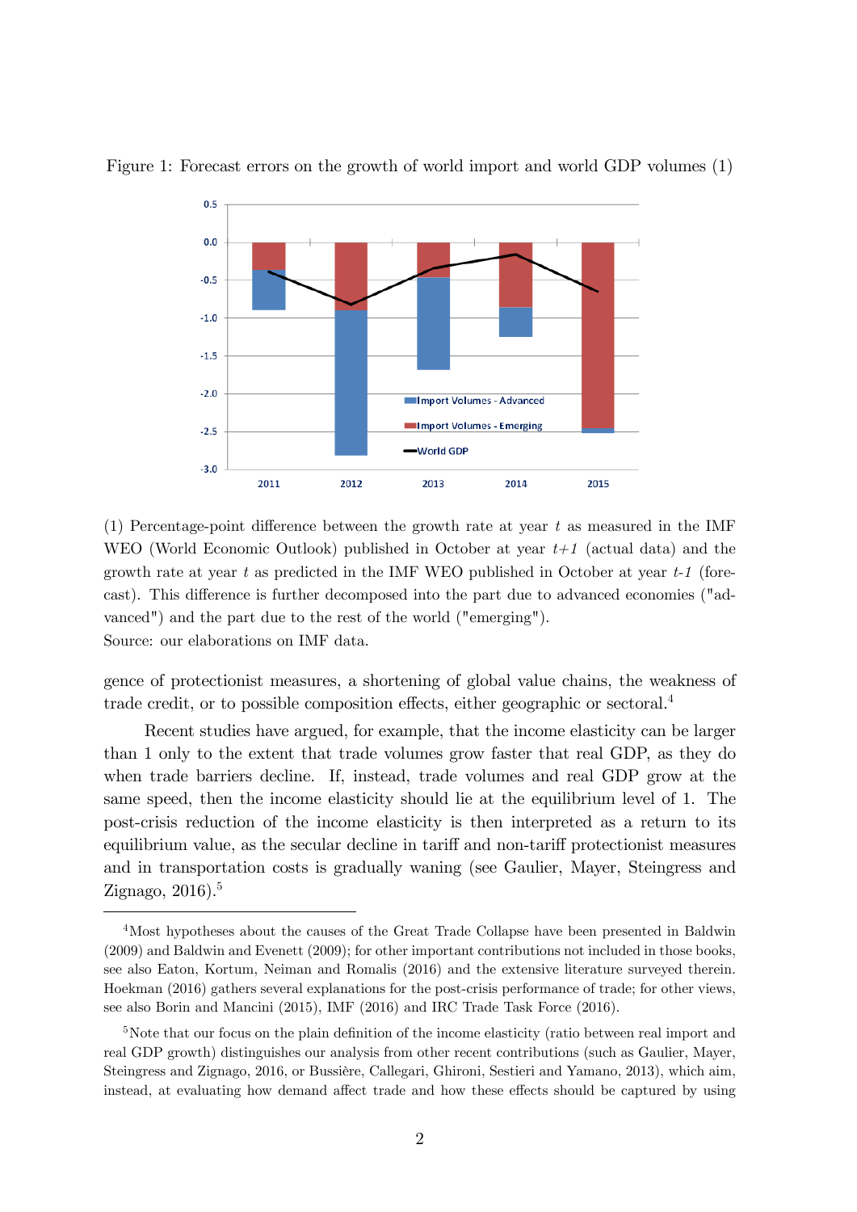Figure 1: Forecast errors on the growth of world import and world GDP volumes (1)

(1) Percentage-point difference between the growth rate at year *t* as measured in the IMF WEO (World Economic Outlook) published in October at year *t+1* (actual data) and the growth rate at year *t* as predicted in the IMF WEO published in October at year *t-1* (forecast). This difference is further decomposed into the part due to advanced economies ("advanced") and the part due to the rest of the world ("emerging").
Source: our elaborations on IMF data.

gence of protectionist measures, a shortening of global value chains, the weakness of trade credit, or to possible composition effects, either geographic or sectoral.[4]

Recent studies have argued, for example, that the income elasticity can be larger than 1 only to the extent that trade volumes grow faster that real GDP, as they do when trade barriers decline. If, instead, trade volumes and real GDP grow at the same speed, then the income elasticity should lie at the equilibrium level of 1. The post-crisis reduction of the income elasticity is then interpreted as a return to its equilibrium value, as the secular decline in tariff and non-tariff protectionist measures and in transportation costs is gradually waning (see Gaulier, Mayer, Steingress and Zignago, 2016).[5]

[4] Most hypotheses about the causes of the Great Trade Collapse have been presented in Baldwin (2009) and Baldwin and Evenett (2009); for other important contributions not included in those books, see also Eaton, Kortum, Neiman and Romalis (2016) and the extensive literature surveyed therein. Hoekman (2016) gathers several explanations for the post-crisis performance of trade; for other views, see also Borin and Mancini (2015), IMF (2016) and IRC Trade Task Force (2016).

[5] Note that our focus on the plain definition of the income elasticity (ratio between real import and real GDP growth) distinguishes our analysis from other recent contributions (such as Gaulier, Mayer, Steingress and Zignago, 2016, or Bussière, Callegari, Ghironi, Sestieri and Yamano, 2013), which aim, instead, at evaluating how demand affect trade and how these effects should be captured by using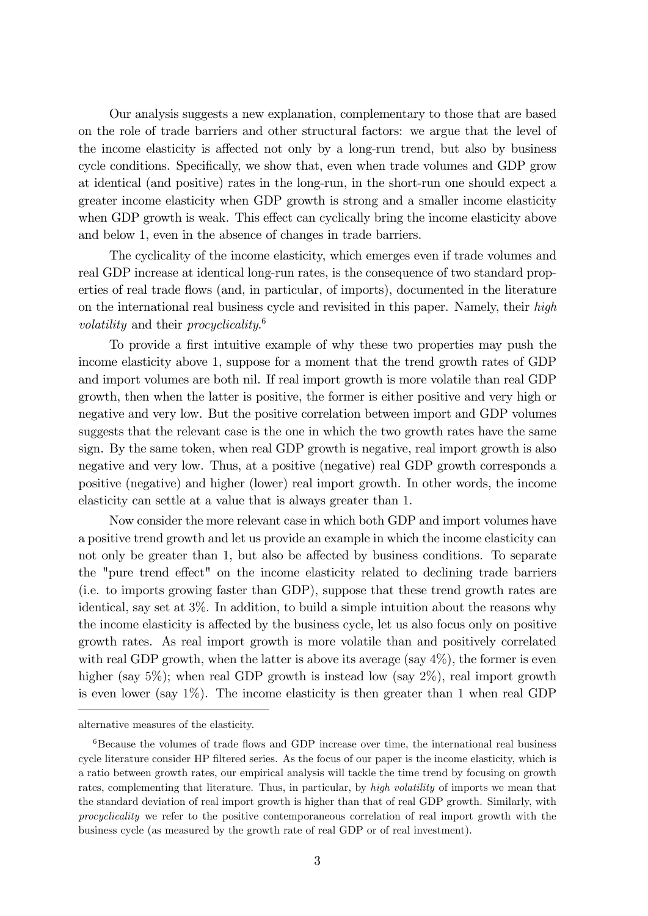Our analysis suggests a new explanation, complementary to those that are based on the role of trade barriers and other structural factors: we argue that the level of the income elasticity is affected not only by a long-run trend, but also by business cycle conditions. Specifically, we show that, even when trade volumes and GDP grow at identical (and positive) rates in the long-run, in the short-run one should expect a greater income elasticity when GDP growth is strong and a smaller income elasticity when GDP growth is weak. This effect can cyclically bring the income elasticity above and below 1, even in the absence of changes in trade barriers.

The cyclicality of the income elasticity, which emerges even if trade volumes and real GDP increase at identical long-run rates, is the consequence of two standard properties of real trade flows (and, in particular, of imports), documented in the literature on the international real business cycle and revisited in this paper. Namely, their *high volatility* and their *procyclicality*.[6]

To provide a first intuitive example of why these two properties may push the income elasticity above 1, suppose for a moment that the trend growth rates of GDP and import volumes are both nil. If real import growth is more volatile than real GDP growth, then when the latter is positive, the former is either positive and very high or negative and very low. But the positive correlation between import and GDP volumes suggests that the relevant case is the one in which the two growth rates have the same sign. By the same token, when real GDP growth is negative, real import growth is also negative and very low. Thus, at a positive (negative) real GDP growth corresponds a positive (negative) and higher (lower) real import growth. In other words, the income elasticity can settle at a value that is always greater than 1.

Now consider the more relevant case in which both GDP and import volumes have a positive trend growth and let us provide an example in which the income elasticity can not only be greater than 1, but also be affected by business conditions. To separate the "pure trend effect" on the income elasticity related to declining trade barriers (i.e. to imports growing faster than GDP), suppose that these trend growth rates are identical, say set at 3%. In addition, to build a simple intuition about the reasons why the income elasticity is affected by the business cycle, let us also focus only on positive growth rates. As real import growth is more volatile than and positively correlated with real GDP growth, when the latter is above its average (say 4%), the former is even higher (say 5%); when real GDP growth is instead low (say 2%), real import growth is even lower (say 1%). The income elasticity is then greater than 1 when real GDP

---

alternative measures of the elasticity.

[6] Because the volumes of trade flows and GDP increase over time, the international real business cycle literature consider HP filtered series. As the focus of our paper is the income elasticity, which is a ratio between growth rates, our empirical analysis will tackle the time trend by focusing on growth rates, complementing that literature. Thus, in particular, by *high volatility* of imports we mean that the standard deviation of real import growth is higher than that of real GDP growth. Similarly, with *procyclicality* we refer to the positive contemporaneous correlation of real import growth with the business cycle (as measured by the growth rate of real GDP or of real investment).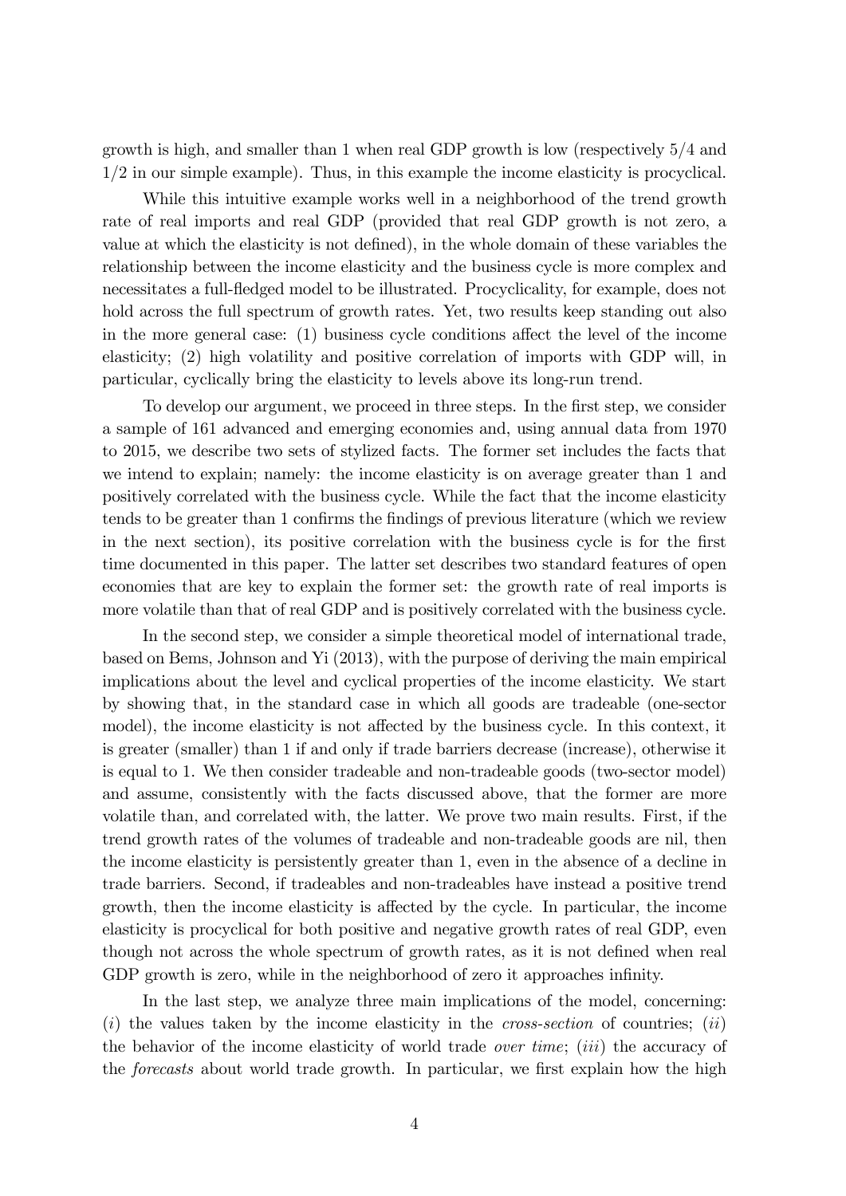growth is high, and smaller than 1 when real GDP growth is low (respectively $5/4$ and $1/2$ in our simple example). Thus, in this example the income elasticity is procyclical.

While this intuitive example works well in a neighborhood of the trend growth rate of real imports and real GDP (provided that real GDP growth is not zero, a value at which the elasticity is not defined), in the whole domain of these variables the relationship between the income elasticity and the business cycle is more complex and necessitates a full-fledged model to be illustrated. Procyclicality, for example, does not hold across the full spectrum of growth rates. Yet, two results keep standing out also in the more general case: (1) business cycle conditions affect the level of the income elasticity; (2) high volatility and positive correlation of imports with GDP will, in particular, cyclically bring the elasticity to levels above its long-run trend.

To develop our argument, we proceed in three steps. In the first step, we consider a sample of 161 advanced and emerging economies and, using annual data from 1970 to 2015, we describe two sets of stylized facts. The former set includes the facts that we intend to explain; namely: the income elasticity is on average greater than 1 and positively correlated with the business cycle. While the fact that the income elasticity tends to be greater than 1 confirms the findings of previous literature (which we review in the next section), its positive correlation with the business cycle is for the first time documented in this paper. The latter set describes two standard features of open economies that are key to explain the former set: the growth rate of real imports is more volatile than that of real GDP and is positively correlated with the business cycle.

In the second step, we consider a simple theoretical model of international trade, based on Bems, Johnson and Yi (2013), with the purpose of deriving the main empirical implications about the level and cyclical properties of the income elasticity. We start by showing that, in the standard case in which all goods are tradeable (one-sector model), the income elasticity is not affected by the business cycle. In this context, it is greater (smaller) than 1 if and only if trade barriers decrease (increase), otherwise it is equal to 1. We then consider tradeable and non-tradeable goods (two-sector model) and assume, consistently with the facts discussed above, that the former are more volatile than, and correlated with, the latter. We prove two main results. First, if the trend growth rates of the volumes of tradeable and non-tradeable goods are nil, then the income elasticity is persistently greater than 1, even in the absence of a decline in trade barriers. Second, if tradeables and non-tradeables have instead a positive trend growth, then the income elasticity is affected by the cycle. In particular, the income elasticity is procyclical for both positive and negative growth rates of real GDP, even though not across the whole spectrum of growth rates, as it is not defined when real GDP growth is zero, while in the neighborhood of zero it approaches infinity.

In the last step, we analyze three main implications of the model, concerning: (*i*) the values taken by the income elasticity in the *cross-section* of countries; (*ii*) the behavior of the income elasticity of world trade *over time*; (*iii*) the accuracy of the *forecasts* about world trade growth. In particular, we first explain how the high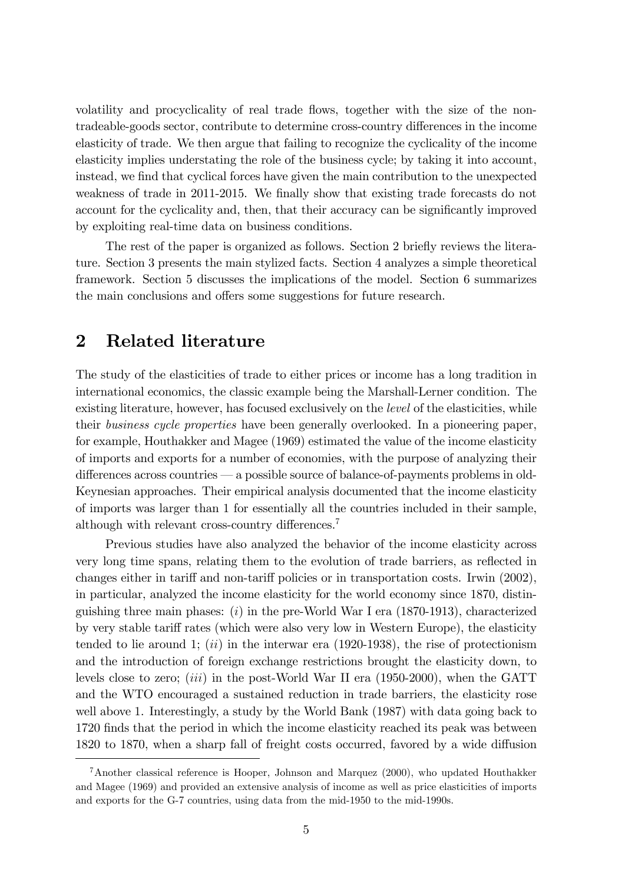volatility and procyclicality of real trade flows, together with the size of the non-tradeable-goods sector, contribute to determine cross-country differences in the income elasticity of trade. We then argue that failing to recognize the cyclicality of the income elasticity implies understating the role of the business cycle; by taking it into account, instead, we find that cyclical forces have given the main contribution to the unexpected weakness of trade in 2011-2015. We finally show that existing trade forecasts do not account for the cyclicality and, then, that their accuracy can be significantly improved by exploiting real-time data on business conditions.

The rest of the paper is organized as follows. Section 2 briefly reviews the literature. Section 3 presents the main stylized facts. Section 4 analyzes a simple theoretical framework. Section 5 discusses the implications of the model. Section 6 summarizes the main conclusions and offers some suggestions for future research.

## 2 Related literature

The study of the elasticities of trade to either prices or income has a long tradition in international economics, the classic example being the Marshall-Lerner condition. The existing literature, however, has focused exclusively on the *level* of the elasticities, while their *business cycle properties* have been generally overlooked. In a pioneering paper, for example, Houthakker and Magee (1969) estimated the value of the income elasticity of imports and exports for a number of economies, with the purpose of analyzing their differences across countries — a possible source of balance-of-payments problems in old-Keynesian approaches. Their empirical analysis documented that the income elasticity of imports was larger than 1 for essentially all the countries included in their sample, although with relevant cross-country differences.[7]

Previous studies have also analyzed the behavior of the income elasticity across very long time spans, relating them to the evolution of trade barriers, as reflected in changes either in tariff and non-tariff policies or in transportation costs. Irwin (2002), in particular, analyzed the income elasticity for the world economy since 1870, distinguishing three main phases: (*i*) in the pre-World War I era (1870-1913), characterized by very stable tariff rates (which were also very low in Western Europe), the elasticity tended to lie around 1; (*ii*) in the interwar era (1920-1938), the rise of protectionism and the introduction of foreign exchange restrictions brought the elasticity down, to levels close to zero; (*iii*) in the post-World War II era (1950-2000), when the GATT and the WTO encouraged a sustained reduction in trade barriers, the elasticity rose well above 1. Interestingly, a study by the World Bank (1987) with data going back to 1720 finds that the period in which the income elasticity reached its peak was between 1820 to 1870, when a sharp fall of freight costs occurred, favored by a wide diffusion

[7] Another classical reference is Hooper, Johnson and Marquez (2000), who updated Houthakker and Magee (1969) and provided an extensive analysis of income as well as price elasticities of imports and exports for the G-7 countries, using data from the mid-1950 to the mid-1990s.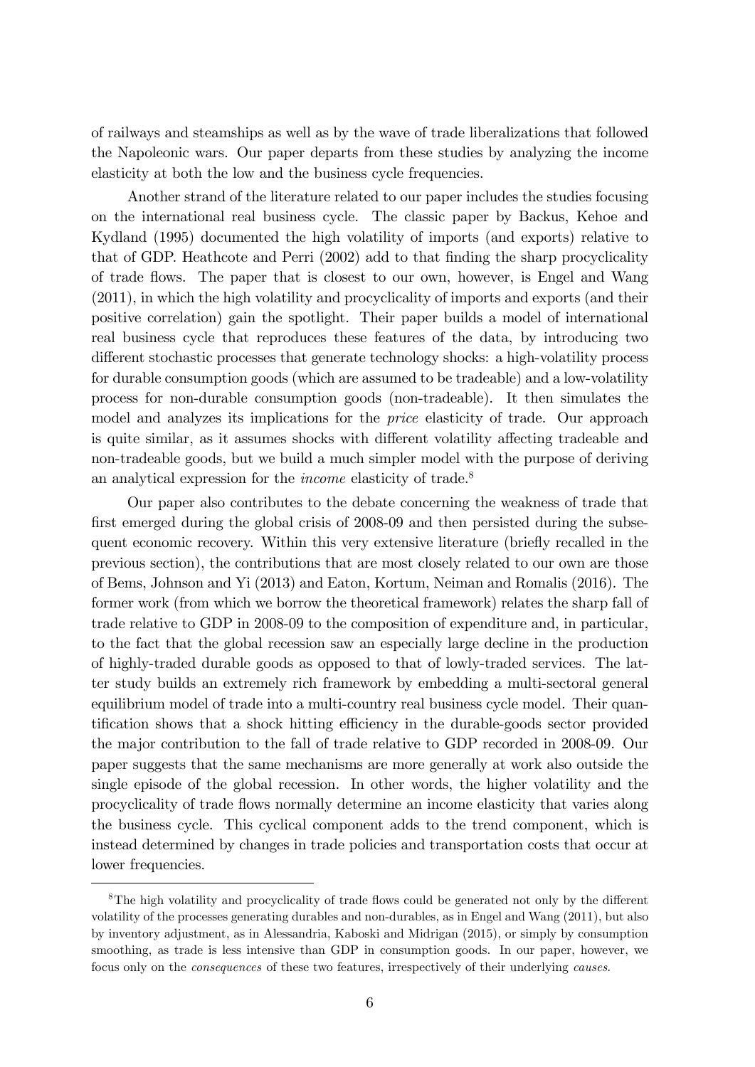of railways and steamships as well as by the wave of trade liberalizations that followed the Napoleonic wars. Our paper departs from these studies by analyzing the income elasticity at both the low and the business cycle frequencies.

Another strand of the literature related to our paper includes the studies focusing on the international real business cycle. The classic paper by Backus, Kehoe and Kydland (1995) documented the high volatility of imports (and exports) relative to that of GDP. Heathcote and Perri (2002) add to that finding the sharp procyclicality of trade flows. The paper that is closest to our own, however, is Engel and Wang (2011), in which the high volatility and procyclicality of imports and exports (and their positive correlation) gain the spotlight. Their paper builds a model of international real business cycle that reproduces these features of the data, by introducing two different stochastic processes that generate technology shocks: a high-volatility process for durable consumption goods (which are assumed to be tradeable) and a low-volatility process for non-durable consumption goods (non-tradeable). It then simulates the model and analyzes its implications for the *price* elasticity of trade. Our approach is quite similar, as it assumes shocks with different volatility affecting tradeable and non-tradeable goods, but we build a much simpler model with the purpose of deriving an analytical expression for the *income* elasticity of trade.[8]

Our paper also contributes to the debate concerning the weakness of trade that first emerged during the global crisis of 2008-09 and then persisted during the subsequent economic recovery. Within this very extensive literature (briefly recalled in the previous section), the contributions that are most closely related to our own are those of Bems, Johnson and Yi (2013) and Eaton, Kortum, Neiman and Romalis (2016). The former work (from which we borrow the theoretical framework) relates the sharp fall of trade relative to GDP in 2008-09 to the composition of expenditure and, in particular, to the fact that the global recession saw an especially large decline in the production of highly-traded durable goods as opposed to that of lowly-traded services. The latter study builds an extremely rich framework by embedding a multi-sectoral general equilibrium model of trade into a multi-country real business cycle model. Their quantification shows that a shock hitting efficiency in the durable-goods sector provided the major contribution to the fall of trade relative to GDP recorded in 2008-09. Our paper suggests that the same mechanisms are more generally at work also outside the single episode of the global recession. In other words, the higher volatility and the procyclicality of trade flows normally determine an income elasticity that varies along the business cycle. This cyclical component adds to the trend component, which is instead determined by changes in trade policies and transportation costs that occur at lower frequencies.

---

[8] The high volatility and procyclicality of trade flows could be generated not only by the different volatility of the processes generating durables and non-durables, as in Engel and Wang (2011), but also by inventory adjustment, as in Alessandria, Kaboski and Midrigan (2015), or simply by consumption smoothing, as trade is less intensive than GDP in consumption goods. In our paper, however, we focus only on the *consequences* of these two features, irrespectively of their underlying *causes*.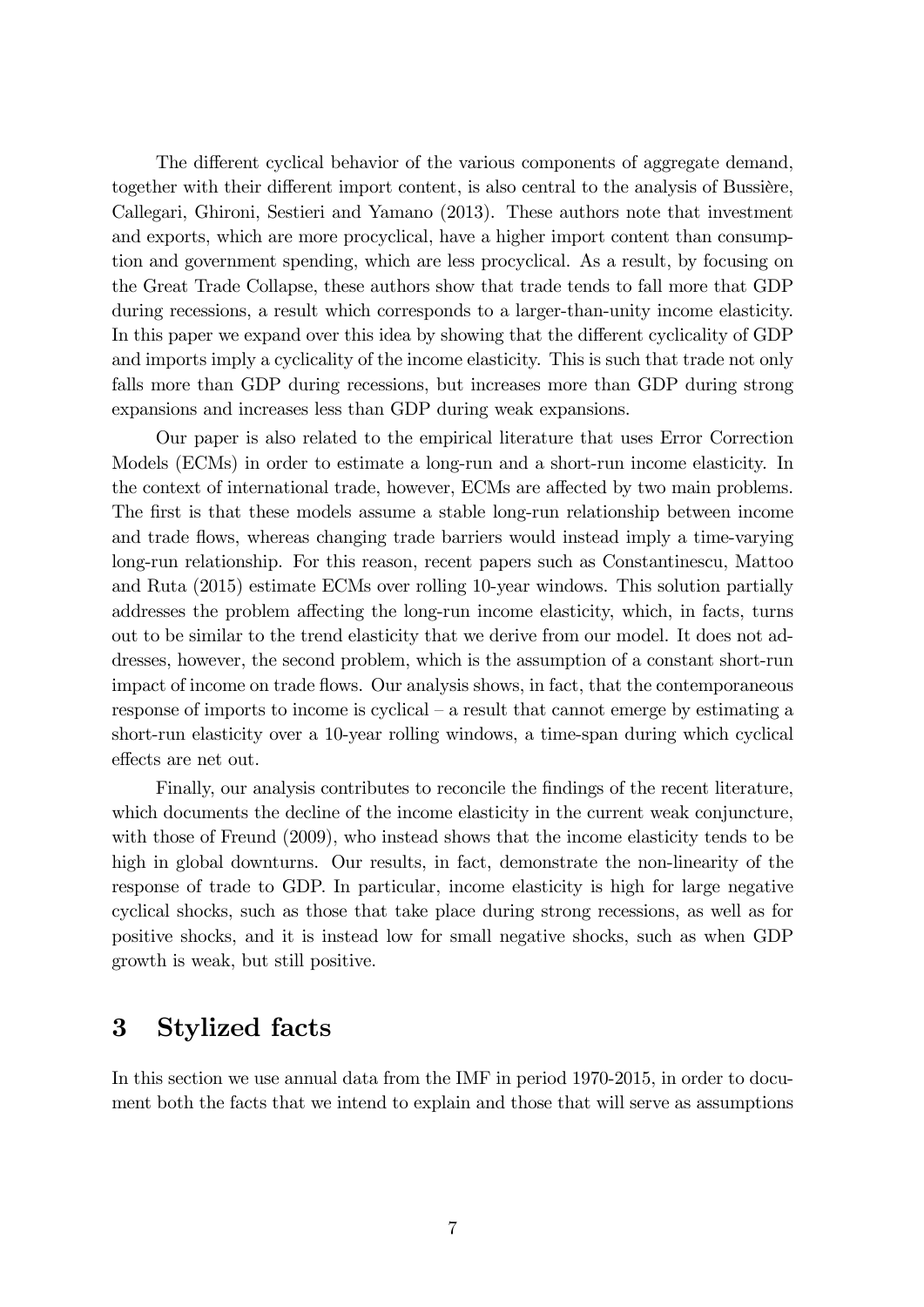The different cyclical behavior of the various components of aggregate demand, together with their different import content, is also central to the analysis of Bussière, Callegari, Ghironi, Sestieri and Yamano (2013). These authors note that investment and exports, which are more procyclical, have a higher import content than consumption and government spending, which are less procyclical. As a result, by focusing on the Great Trade Collapse, these authors show that trade tends to fall more that GDP during recessions, a result which corresponds to a larger-than-unity income elasticity. In this paper we expand over this idea by showing that the different cyclicality of GDP and imports imply a cyclicality of the income elasticity. This is such that trade not only falls more than GDP during recessions, but increases more than GDP during strong expansions and increases less than GDP during weak expansions.

Our paper is also related to the empirical literature that uses Error Correction Models (ECMs) in order to estimate a long-run and a short-run income elasticity. In the context of international trade, however, ECMs are affected by two main problems. The first is that these models assume a stable long-run relationship between income and trade flows, whereas changing trade barriers would instead imply a time-varying long-run relationship. For this reason, recent papers such as Constantinescu, Mattoo and Ruta (2015) estimate ECMs over rolling 10-year windows. This solution partially addresses the problem affecting the long-run income elasticity, which, in facts, turns out to be similar to the trend elasticity that we derive from our model. It does not addresses, however, the second problem, which is the assumption of a constant short-run impact of income on trade flows. Our analysis shows, in fact, that the contemporaneous response of imports to income is cyclical – a result that cannot emerge by estimating a short-run elasticity over a 10-year rolling windows, a time-span during which cyclical effects are net out.

Finally, our analysis contributes to reconcile the findings of the recent literature, which documents the decline of the income elasticity in the current weak conjuncture, with those of Freund (2009), who instead shows that the income elasticity tends to be high in global downturns. Our results, in fact, demonstrate the non-linearity of the response of trade to GDP. In particular, income elasticity is high for large negative cyclical shocks, such as those that take place during strong recessions, as well as for positive shocks, and it is instead low for small negative shocks, such as when GDP growth is weak, but still positive.

# 3 Stylized facts

In this section we use annual data from the IMF in period 1970-2015, in order to document both the facts that we intend to explain and those that will serve as assumptions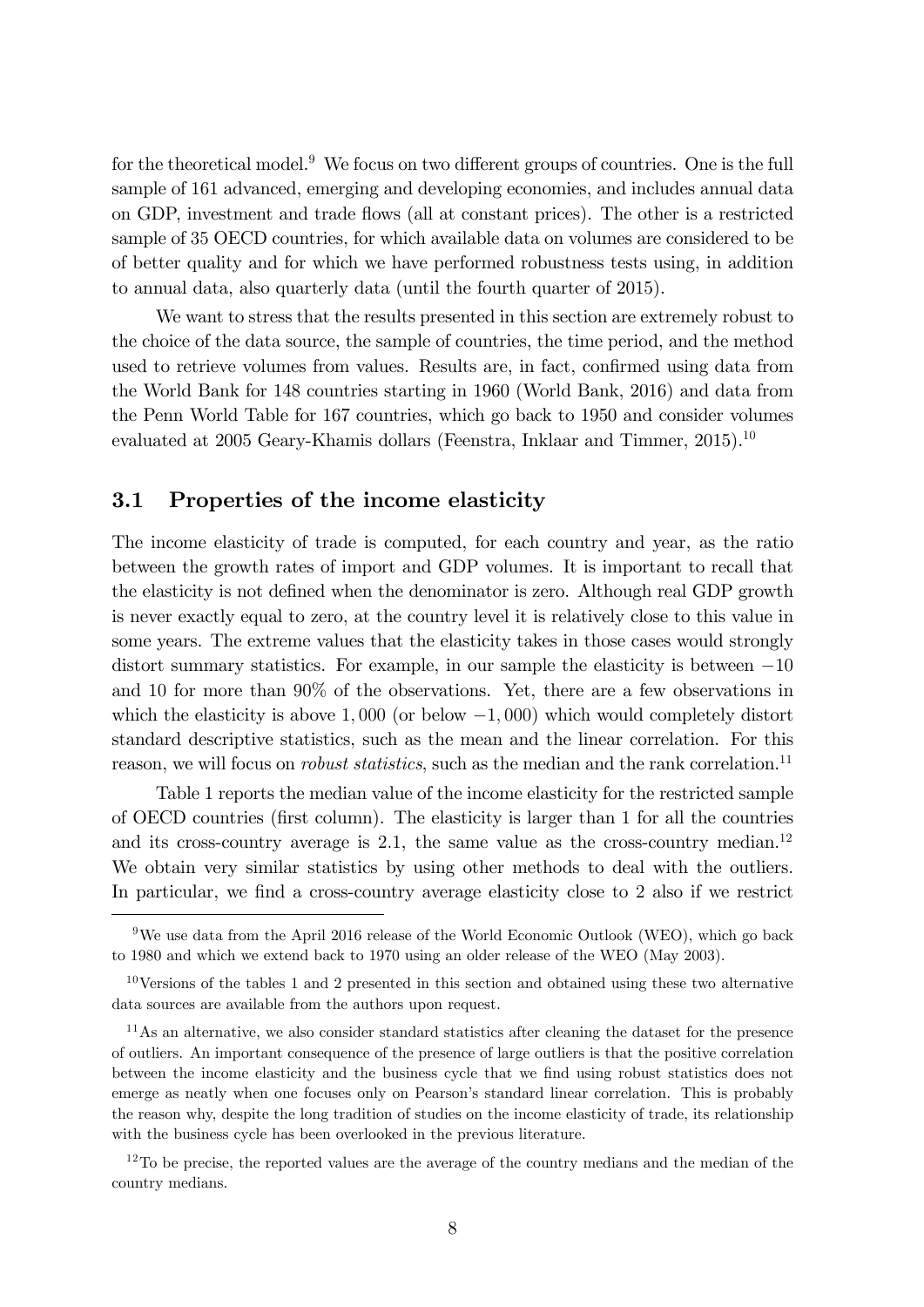for the theoretical model.[9] We focus on two different groups of countries. One is the full sample of 161 advanced, emerging and developing economies, and includes annual data on GDP, investment and trade flows (all at constant prices). The other is a restricted sample of 35 OECD countries, for which available data on volumes are considered to be of better quality and for which we have performed robustness tests using, in addition to annual data, also quarterly data (until the fourth quarter of 2015).

We want to stress that the results presented in this section are extremely robust to the choice of the data source, the sample of countries, the time period, and the method used to retrieve volumes from values. Results are, in fact, confirmed using data from the World Bank for 148 countries starting in 1960 (World Bank, 2016) and data from the Penn World Table for 167 countries, which go back to 1950 and consider volumes evaluated at 2005 Geary-Khamis dollars (Feenstra, Inklaar and Timmer, 2015).[10]

### 3.1 Properties of the income elasticity

The income elasticity of trade is computed, for each country and year, as the ratio between the growth rates of import and GDP volumes. It is important to recall that the elasticity is not defined when the denominator is zero. Although real GDP growth is never exactly equal to zero, at the country level it is relatively close to this value in some years. The extreme values that the elasticity takes in those cases would strongly distort summary statistics. For example, in our sample the elasticity is between $-10$ and 10 for more than 90% of the observations. Yet, there are a few observations in which the elasticity is above 1,000 (or below $-1,000$) which would completely distort standard descriptive statistics, such as the mean and the linear correlation. For this reason, we will focus on *robust statistics*, such as the median and the rank correlation.[11]

Table 1 reports the median value of the income elasticity for the restricted sample of OECD countries (first column). The elasticity is larger than 1 for all the countries and its cross-country average is 2.1, the same value as the cross-country median.[12] We obtain very similar statistics by using other methods to deal with the outliers. In particular, we find a cross-country average elasticity close to 2 also if we restrict

---

[9] We use data from the April 2016 release of the World Economic Outlook (WEO), which go back to 1980 and which we extend back to 1970 using an older release of the WEO (May 2003).

[10] Versions of the tables 1 and 2 presented in this section and obtained using these two alternative data sources are available from the authors upon request.

[11] As an alternative, we also consider standard statistics after cleaning the dataset for the presence of outliers. An important consequence of the presence of large outliers is that the positive correlation between the income elasticity and the business cycle that we find using robust statistics does not emerge as neatly when one focuses only on Pearson's standard linear correlation. This is probably the reason why, despite the long tradition of studies on the income elasticity of trade, its relationship with the business cycle has been overlooked in the previous literature.

[12] To be precise, the reported values are the average of the country medians and the median of the country medians.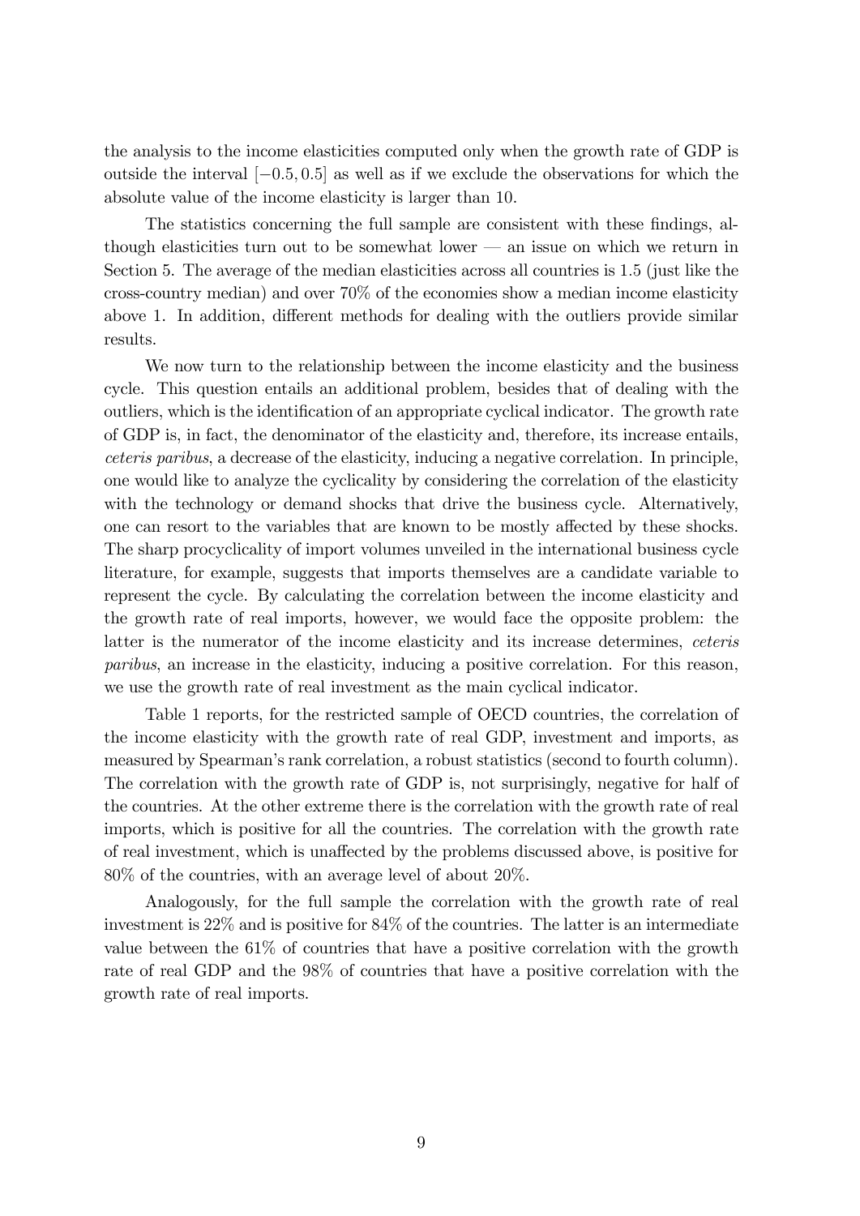the analysis to the income elasticities computed only when the growth rate of GDP is outside the interval $[-0.5, 0.5]$ as well as if we exclude the observations for which the absolute value of the income elasticity is larger than 10.

The statistics concerning the full sample are consistent with these findings, although elasticities turn out to be somewhat lower — an issue on which we return in Section 5. The average of the median elasticities across all countries is 1.5 (just like the cross-country median) and over 70% of the economies show a median income elasticity above 1. In addition, different methods for dealing with the outliers provide similar results.

We now turn to the relationship between the income elasticity and the business cycle. This question entails an additional problem, besides that of dealing with the outliers, which is the identification of an appropriate cyclical indicator. The growth rate of GDP is, in fact, the denominator of the elasticity and, therefore, its increase entails, *ceteris paribus*, a decrease of the elasticity, inducing a negative correlation. In principle, one would like to analyze the cyclicality by considering the correlation of the elasticity with the technology or demand shocks that drive the business cycle. Alternatively, one can resort to the variables that are known to be mostly affected by these shocks. The sharp procyclicality of import volumes unveiled in the international business cycle literature, for example, suggests that imports themselves are a candidate variable to represent the cycle. By calculating the correlation between the income elasticity and the growth rate of real imports, however, we would face the opposite problem: the latter is the numerator of the income elasticity and its increase determines, *ceteris paribus*, an increase in the elasticity, inducing a positive correlation. For this reason, we use the growth rate of real investment as the main cyclical indicator.

Table 1 reports, for the restricted sample of OECD countries, the correlation of the income elasticity with the growth rate of real GDP, investment and imports, as measured by Spearman's rank correlation, a robust statistics (second to fourth column). The correlation with the growth rate of GDP is, not surprisingly, negative for half of the countries. At the other extreme there is the correlation with the growth rate of real imports, which is positive for all the countries. The correlation with the growth rate of real investment, which is unaffected by the problems discussed above, is positive for 80% of the countries, with an average level of about 20%.

Analogously, for the full sample the correlation with the growth rate of real investment is 22% and is positive for 84% of the countries. The latter is an intermediate value between the 61% of countries that have a positive correlation with the growth rate of real GDP and the 98% of countries that have a positive correlation with the growth rate of real imports.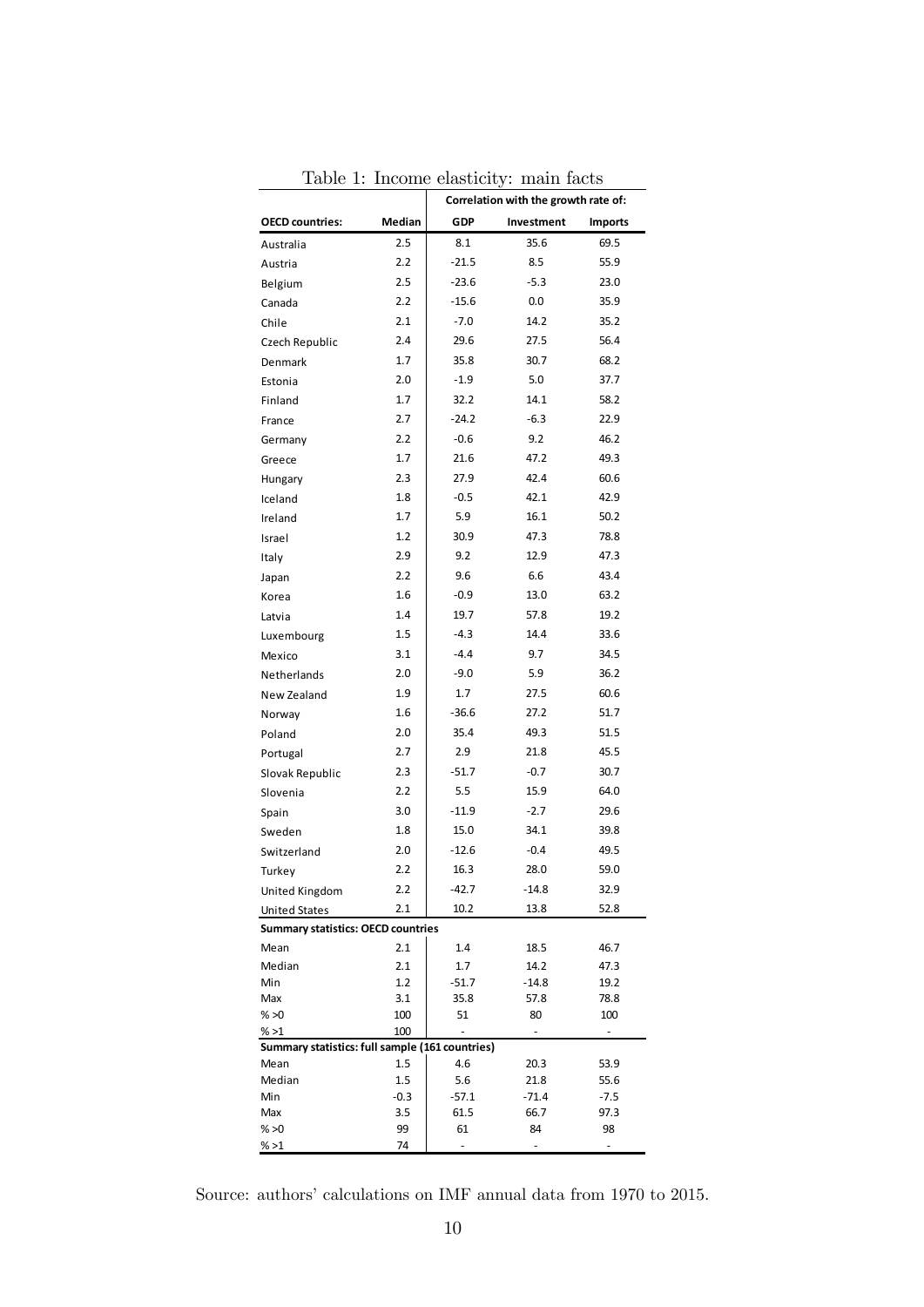Table 1: Income elasticity: main facts

| | | Correlation with the growth rate of: | | |
|---|---|---|---|---|
| **OECD countries:** | **Median** | **GDP** | **Investment** | **Imports** |
| Australia | 2.5 | 8.1 | 35.6 | 69.5 |
| Austria | 2.2 | -21.5 | 8.5 | 55.9 |
| Belgium | 2.5 | -23.6 | -5.3 | 23.0 |
| Canada | 2.2 | -15.6 | 0.0 | 35.9 |
| Chile | 2.1 | -7.0 | 14.2 | 35.2 |
| Czech Republic | 2.4 | 29.6 | 27.5 | 56.4 |
| Denmark | 1.7 | 35.8 | 30.7 | 68.2 |
| Estonia | 2.0 | -1.9 | 5.0 | 37.7 |
| Finland | 1.7 | 32.2 | 14.1 | 58.2 |
| France | 2.7 | -24.2 | -6.3 | 22.9 |
| Germany | 2.2 | -0.6 | 9.2 | 46.2 |
| Greece | 1.7 | 21.6 | 47.2 | 49.3 |
| Hungary | 2.3 | 27.9 | 42.4 | 60.6 |
| Iceland | 1.8 | -0.5 | 42.1 | 42.9 |
| Ireland | 1.7 | 5.9 | 16.1 | 50.2 |
| Israel | 1.2 | 30.9 | 47.3 | 78.8 |
| Italy | 2.9 | 9.2 | 12.9 | 47.3 |
| Japan | 2.2 | 9.6 | 6.6 | 43.4 |
| Korea | 1.6 | -0.9 | 13.0 | 63.2 |
| Latvia | 1.4 | 19.7 | 57.8 | 19.2 |
| Luxembourg | 1.5 | -4.3 | 14.4 | 33.6 |
| Mexico | 3.1 | -4.4 | 9.7 | 34.5 |
| Netherlands | 2.0 | -9.0 | 5.9 | 36.2 |
| New Zealand | 1.9 | 1.7 | 27.5 | 60.6 |
| Norway | 1.6 | -36.6 | 27.2 | 51.7 |
| Poland | 2.0 | 35.4 | 49.3 | 51.5 |
| Portugal | 2.7 | 2.9 | 21.8 | 45.5 |
| Slovak Republic | 2.3 | -51.7 | -0.7 | 30.7 |
| Slovenia | 2.2 | 5.5 | 15.9 | 64.0 |
| Spain | 3.0 | -11.9 | -2.7 | 29.6 |
| Sweden | 1.8 | 15.0 | 34.1 | 39.8 |
| Switzerland | 2.0 | -12.6 | -0.4 | 49.5 |
| Turkey | 2.2 | 16.3 | 28.0 | 59.0 |
| United Kingdom | 2.2 | -42.7 | -14.8 | 32.9 |
| United States | 2.1 | 10.2 | 13.8 | 52.8 |
| **Summary statistics: OECD countries** | | | | |
| Mean | 2.1 | 1.4 | 18.5 | 46.7 |
| Median | 2.1 | 1.7 | 14.2 | 47.3 |
| Min | 1.2 | -51.7 | -14.8 | 19.2 |
| Max | 3.1 | 35.8 | 57.8 | 78.8 |
| % >0 | 100 | 51 | 80 | 100 |
| % >1 | 100 | - | - | - |
| **Summary statistics: full sample (161 countries)** | | | | |
| Mean | 1.5 | 4.6 | 20.3 | 53.9 |
| Median | 1.5 | 5.6 | 21.8 | 55.6 |
| Min | -0.3 | -57.1 | -71.4 | -7.5 |
| Max | 3.5 | 61.5 | 66.7 | 97.3 |
| % >0 | 99 | 61 | 84 | 98 |
| % >1 | 74 | - | - | - |

Source: authors' calculations on IMF annual data from 1970 to 2015.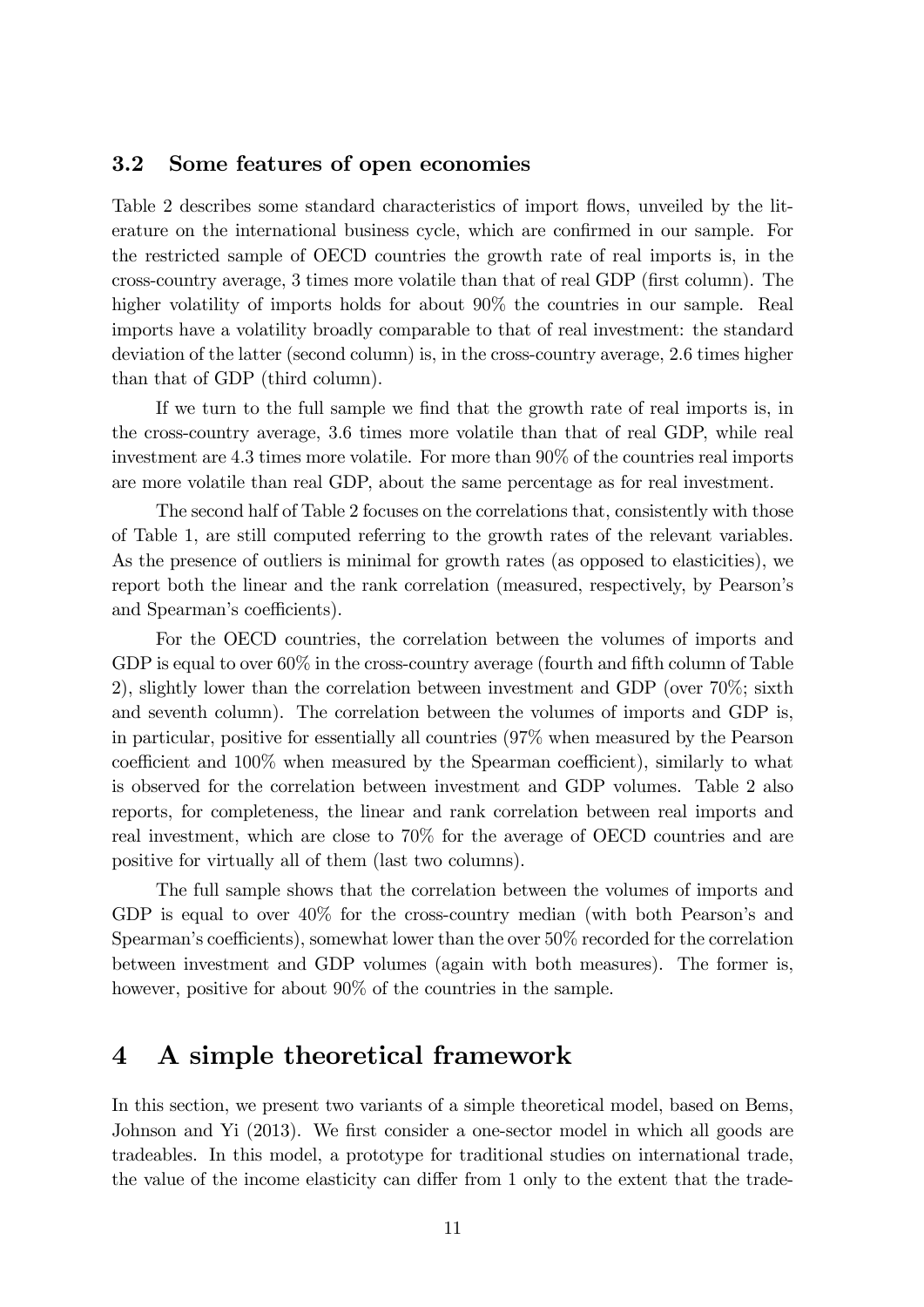### 3.2 Some features of open economies

Table 2 describes some standard characteristics of import flows, unveiled by the literature on the international business cycle, which are confirmed in our sample. For the restricted sample of OECD countries the growth rate of real imports is, in the cross-country average, 3 times more volatile than that of real GDP (first column). The higher volatility of imports holds for about 90% the countries in our sample. Real imports have a volatility broadly comparable to that of real investment: the standard deviation of the latter (second column) is, in the cross-country average, 2.6 times higher than that of GDP (third column).

If we turn to the full sample we find that the growth rate of real imports is, in the cross-country average, 3.6 times more volatile than that of real GDP, while real investment are 4.3 times more volatile. For more than 90% of the countries real imports are more volatile than real GDP, about the same percentage as for real investment.

The second half of Table 2 focuses on the correlations that, consistently with those of Table 1, are still computed referring to the growth rates of the relevant variables. As the presence of outliers is minimal for growth rates (as opposed to elasticities), we report both the linear and the rank correlation (measured, respectively, by Pearson's and Spearman's coefficients).

For the OECD countries, the correlation between the volumes of imports and GDP is equal to over 60% in the cross-country average (fourth and fifth column of Table 2), slightly lower than the correlation between investment and GDP (over 70%; sixth and seventh column). The correlation between the volumes of imports and GDP is, in particular, positive for essentially all countries (97% when measured by the Pearson coefficient and 100% when measured by the Spearman coefficient), similarly to what is observed for the correlation between investment and GDP volumes. Table 2 also reports, for completeness, the linear and rank correlation between real imports and real investment, which are close to 70% for the average of OECD countries and are positive for virtually all of them (last two columns).

The full sample shows that the correlation between the volumes of imports and GDP is equal to over 40% for the cross-country median (with both Pearson's and Spearman's coefficients), somewhat lower than the over 50% recorded for the correlation between investment and GDP volumes (again with both measures). The former is, however, positive for about 90% of the countries in the sample.

# 4 A simple theoretical framework

In this section, we present two variants of a simple theoretical model, based on Bems, Johnson and Yi (2013). We first consider a one-sector model in which all goods are tradeables. In this model, a prototype for traditional studies on international trade, the value of the income elasticity can differ from 1 only to the extent that the trade-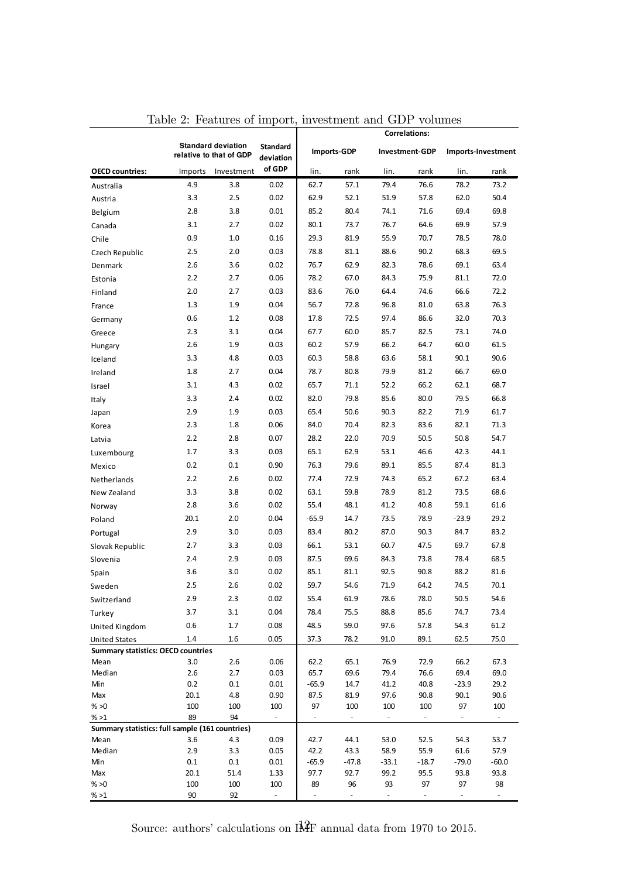Table 2: Features of import, investment and GDP volumes

| OECD countries: | Standard deviation relative to that of GDP | | Standard deviation of GDP | Correlations: Imports-GDP | | Investment-GDP | | Imports-Investment | |
|---|---|---|---|---|---|---|---|---|---|
| | Imports | Investment | | lin. | rank | lin. | rank | lin. | rank |
| Australia | 4.9 | 3.8 | 0.02 | 62.7 | 57.1 | 79.4 | 76.6 | 78.2 | 73.2 |
| Austria | 3.3 | 2.5 | 0.02 | 62.9 | 52.1 | 51.9 | 57.8 | 62.0 | 50.4 |
| Belgium | 2.8 | 3.8 | 0.01 | 85.2 | 80.4 | 74.1 | 71.6 | 69.4 | 69.8 |
| Canada | 3.1 | 2.7 | 0.02 | 80.1 | 73.7 | 76.7 | 64.6 | 69.9 | 57.9 |
| Chile | 0.9 | 1.0 | 0.16 | 29.3 | 81.9 | 55.9 | 70.7 | 78.5 | 78.0 |
| Czech Republic | 2.5 | 2.0 | 0.03 | 78.8 | 81.1 | 88.6 | 90.2 | 68.3 | 69.5 |
| Denmark | 2.6 | 3.6 | 0.02 | 76.7 | 62.9 | 82.3 | 78.6 | 69.1 | 63.4 |
| Estonia | 2.2 | 2.7 | 0.06 | 78.2 | 67.0 | 84.3 | 75.9 | 81.1 | 72.0 |
| Finland | 2.0 | 2.7 | 0.03 | 83.6 | 76.0 | 64.4 | 74.6 | 66.6 | 72.2 |
| France | 1.3 | 1.9 | 0.04 | 56.7 | 72.8 | 96.8 | 81.0 | 63.8 | 76.3 |
| Germany | 0.6 | 1.2 | 0.08 | 17.8 | 72.5 | 97.4 | 86.6 | 32.0 | 70.3 |
| Greece | 2.3 | 3.1 | 0.04 | 67.7 | 60.0 | 85.7 | 82.5 | 73.1 | 74.0 |
| Hungary | 2.6 | 1.9 | 0.03 | 60.2 | 57.9 | 66.2 | 64.7 | 60.0 | 61.5 |
| Iceland | 3.3 | 4.8 | 0.03 | 60.3 | 58.8 | 63.6 | 58.1 | 90.1 | 90.6 |
| Ireland | 1.8 | 2.7 | 0.04 | 78.7 | 80.8 | 79.9 | 81.2 | 66.7 | 69.0 |
| Israel | 3.1 | 4.3 | 0.02 | 65.7 | 71.1 | 52.2 | 66.2 | 62.1 | 68.7 |
| Italy | 3.3 | 2.4 | 0.02 | 82.0 | 79.8 | 85.6 | 80.0 | 79.5 | 66.8 |
| Japan | 2.9 | 1.9 | 0.03 | 65.4 | 50.6 | 90.3 | 82.2 | 71.9 | 61.7 |
| Korea | 2.3 | 1.8 | 0.06 | 84.0 | 70.4 | 82.3 | 83.6 | 82.1 | 71.3 |
| Latvia | 2.2 | 2.8 | 0.07 | 28.2 | 22.0 | 70.9 | 50.5 | 50.8 | 54.7 |
| Luxembourg | 1.7 | 3.3 | 0.03 | 65.1 | 62.9 | 53.1 | 46.6 | 42.3 | 44.1 |
| Mexico | 0.2 | 0.1 | 0.90 | 76.3 | 79.6 | 89.1 | 85.5 | 87.4 | 81.3 |
| Netherlands | 2.2 | 2.6 | 0.02 | 77.4 | 72.9 | 74.3 | 65.2 | 67.2 | 63.4 |
| New Zealand | 3.3 | 3.8 | 0.02 | 63.1 | 59.8 | 78.9 | 81.2 | 73.5 | 68.6 |
| Norway | 2.8 | 3.6 | 0.02 | 55.4 | 48.1 | 41.2 | 40.8 | 59.1 | 61.6 |
| Poland | 20.1 | 2.0 | 0.04 | -65.9 | 14.7 | 73.5 | 78.9 | -23.9 | 29.2 |
| Portugal | 2.9 | 3.0 | 0.03 | 83.4 | 80.2 | 87.0 | 90.3 | 84.7 | 83.2 |
| Slovak Republic | 2.7 | 3.3 | 0.03 | 66.1 | 53.1 | 60.7 | 47.5 | 69.7 | 67.8 |
| Slovenia | 2.4 | 2.9 | 0.03 | 87.5 | 69.6 | 84.3 | 73.8 | 78.4 | 68.5 |
| Spain | 3.6 | 3.0 | 0.02 | 85.1 | 81.1 | 92.5 | 90.8 | 88.2 | 81.6 |
| Sweden | 2.5 | 2.6 | 0.02 | 59.7 | 54.6 | 71.9 | 64.2 | 74.5 | 70.1 |
| Switzerland | 2.9 | 2.3 | 0.02 | 55.4 | 61.9 | 78.6 | 78.0 | 50.5 | 54.6 |
| Turkey | 3.7 | 3.1 | 0.04 | 78.4 | 75.5 | 88.8 | 85.6 | 74.7 | 73.4 |
| United Kingdom | 0.6 | 1.7 | 0.08 | 48.5 | 59.0 | 97.6 | 57.8 | 54.3 | 61.2 |
| United States | 1.4 | 1.6 | 0.05 | 37.3 | 78.2 | 91.0 | 89.1 | 62.5 | 75.0 |
| **Summary statistics: OECD countries** | | | | | | | | | |
| Mean | 3.0 | 2.6 | 0.06 | 62.2 | 65.1 | 76.9 | 72.9 | 66.2 | 67.3 |
| Median | 2.6 | 2.7 | 0.03 | 65.7 | 69.6 | 79.4 | 76.6 | 69.4 | 69.0 |
| Min | 0.2 | 0.1 | 0.01 | -65.9 | 14.7 | 41.2 | 40.8 | -23.9 | 29.2 |
| Max | 20.1 | 4.8 | 0.90 | 87.5 | 81.9 | 97.6 | 90.8 | 90.1 | 90.6 |
| % >0 | 100 | 100 | 100 | 97 | 100 | 100 | 100 | 97 | 100 |
| % >1 | 89 | 94 | - | - | - | - | - | - | - |
| **Summary statistics: full sample (161 countries)** | | | | | | | | | |
| Mean | 3.6 | 4.3 | 0.09 | 42.7 | 44.1 | 53.0 | 52.5 | 54.3 | 53.7 |
| Median | 2.9 | 3.3 | 0.05 | 42.2 | 43.3 | 58.9 | 55.9 | 61.6 | 57.9 |
| Min | 0.1 | 0.1 | 0.01 | -65.9 | -47.8 | -33.1 | -18.7 | -79.0 | -60.0 |
| Max | 20.1 | 51.4 | 1.33 | 97.7 | 92.7 | 99.2 | 95.5 | 93.8 | 93.8 |
| % >0 | 100 | 100 | 100 | 89 | 96 | 93 | 97 | 97 | 98 |
| % >1 | 90 | 92 | - | - | - | - | - | - | - |

Source: authors' calculations on IMF annual data from 1970 to 2015.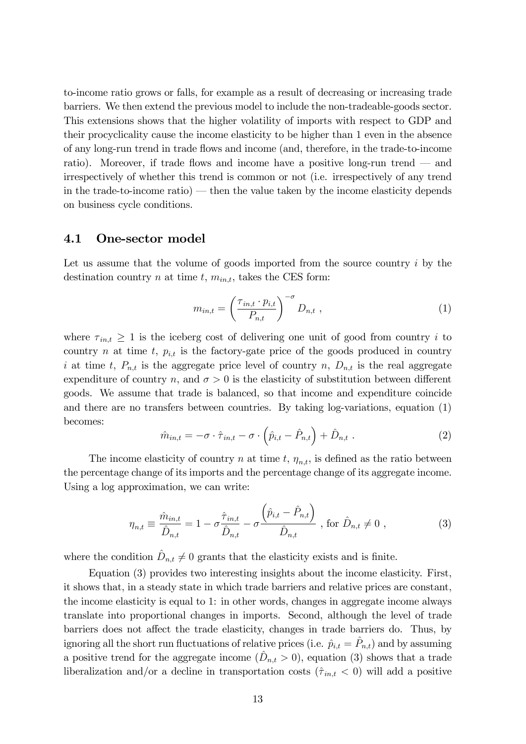to-income ratio grows or falls, for example as a result of decreasing or increasing trade barriers. We then extend the previous model to include the non-tradeable-goods sector. This extensions shows that the higher volatility of imports with respect to GDP and their procyclicality cause the income elasticity to be higher than 1 even in the absence of any long-run trend in trade flows and income (and, therefore, in the trade-to-income ratio). Moreover, if trade flows and income have a positive long-run trend — and irrespectively of whether this trend is common or not (i.e. irrespectively of any trend in the trade-to-income ratio) — then the value taken by the income elasticity depends on business cycle conditions.

## 4.1 One-sector model

Let us assume that the volume of goods imported from the source country $i$ by the destination country $n$ at time $t$, $m_{in,t}$, takes the CES form:

$$m_{in,t} = \left( \frac{\tau_{in,t} \cdot p_{i,t}}{P_{n,t}} \right)^{-\sigma} D_{n,t} \ , \tag{1}$$

where $\tau_{in,t} \geq 1$ is the iceberg cost of delivering one unit of good from country $i$ to country $n$ at time $t$, $p_{i,t}$ is the factory-gate price of the goods produced in country $i$ at time $t$, $P_{n,t}$ is the aggregate price level of country $n$, $D_{n,t}$ is the real aggregate expenditure of country $n$, and $\sigma > 0$ is the elasticity of substitution between different goods. We assume that trade is balanced, so that income and expenditure coincide and there are no transfers between countries. By taking log-variations, equation (1) becomes:

$$\hat{m}_{in,t} = -\sigma \cdot \hat{\tau}_{in,t} - \sigma \cdot \left( \hat{p}_{i,t} - \hat{P}_{n,t} \right) + \hat{D}_{n,t} \ . \tag{2}$$

The income elasticity of country $n$ at time $t$, $\eta_{n,t}$, is defined as the ratio between the percentage change of its imports and the percentage change of its aggregate income. Using a log approximation, we can write:

$$\eta_{n,t} \equiv \frac{\hat{m}_{in,t}}{\hat{D}_{n,t}} = 1 - \sigma \frac{\hat{\tau}_{in,t}}{\hat{D}_{n,t}} - \sigma \frac{\left( \hat{p}_{i,t} - \hat{P}_{n,t} \right)}{\hat{D}_{n,t}} \ , \text{ for } \hat{D}_{n,t} \neq 0 \ , \tag{3}$$

where the condition $\hat{D}_{n,t} \neq 0$ grants that the elasticity exists and is finite.

Equation (3) provides two interesting insights about the income elasticity. First, it shows that, in a steady state in which trade barriers and relative prices are constant, the income elasticity is equal to 1: in other words, changes in aggregate income always translate into proportional changes in imports. Second, although the level of trade barriers does not affect the trade elasticity, changes in trade barriers do. Thus, by ignoring all the short run fluctuations of relative prices (i.e. $\hat{p}_{i,t} = \hat{P}_{n,t}$) and by assuming a positive trend for the aggregate income ($\hat{D}_{n,t} > 0$), equation (3) shows that a trade liberalization and/or a decline in transportation costs ($\hat{\tau}_{in,t} < 0$) will add a positive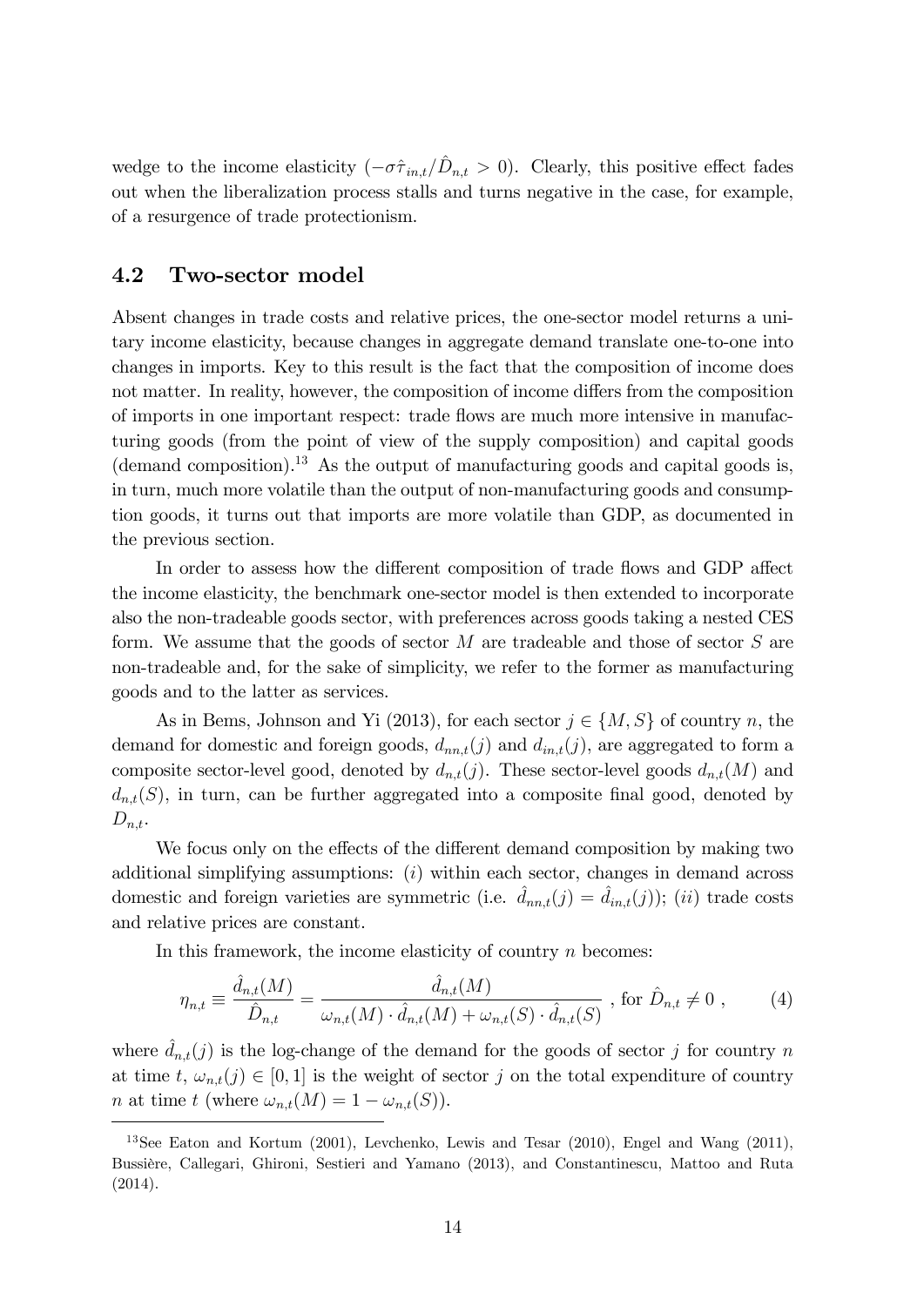wedge to the income elasticity ($-\sigma\hat{\tau}_{in,t}/\hat{D}_{n,t} > 0$). Clearly, this positive effect fades out when the liberalization process stalls and turns negative in the case, for example, of a resurgence of trade protectionism.

## 4.2 Two-sector model

Absent changes in trade costs and relative prices, the one-sector model returns a unitary income elasticity, because changes in aggregate demand translate one-to-one into changes in imports. Key to this result is the fact that the composition of income does not matter. In reality, however, the composition of income differs from the composition of imports in one important respect: trade flows are much more intensive in manufacturing goods (from the point of view of the supply composition) and capital goods (demand composition).[13] As the output of manufacturing goods and capital goods is, in turn, much more volatile than the output of non-manufacturing goods and consumption goods, it turns out that imports are more volatile than GDP, as documented in the previous section.

In order to assess how the different composition of trade flows and GDP affect the income elasticity, the benchmark one-sector model is then extended to incorporate also the non-tradeable goods sector, with preferences across goods taking a nested CES form. We assume that the goods of sector $M$ are tradeable and those of sector $S$ are non-tradeable and, for the sake of simplicity, we refer to the former as manufacturing goods and to the latter as services.

As in Bems, Johnson and Yi (2013), for each sector $j \in \{M, S\}$ of country $n$, the demand for domestic and foreign goods, $d_{nn,t}(j)$ and $d_{in,t}(j)$, are aggregated to form a composite sector-level good, denoted by $d_{n,t}(j)$. These sector-level goods $d_{n,t}(M)$ and $d_{n,t}(S)$, in turn, can be further aggregated into a composite final good, denoted by $D_{n,t}$.

We focus only on the effects of the different demand composition by making two additional simplifying assumptions: ($i$) within each sector, changes in demand across domestic and foreign varieties are symmetric (i.e. $\hat{d}_{nn,t}(j) = \hat{d}_{in,t}(j)$); ($ii$) trade costs and relative prices are constant.

In this framework, the income elasticity of country $n$ becomes:

$$\eta_{n,t} \equiv \frac{\hat{d}_{n,t}(M)}{\hat{D}_{n,t}} = \frac{\hat{d}_{n,t}(M)}{\omega_{n,t}(M) \cdot \hat{d}_{n,t}(M) + \omega_{n,t}(S) \cdot \hat{d}_{n,t}(S)} \text{ , for } \hat{D}_{n,t} \neq 0 \text{ ,} \tag{4}$$

where $\hat{d}_{n,t}(j)$ is the log-change of the demand for the goods of sector $j$ for country $n$ at time $t$, $\omega_{n,t}(j) \in [0, 1]$ is the weight of sector $j$ on the total expenditure of country $n$ at time $t$ (where $\omega_{n,t}(M) = 1 - \omega_{n,t}(S)$).

[13] See Eaton and Kortum (2001), Levchenko, Lewis and Tesar (2010), Engel and Wang (2011), Bussière, Callegari, Ghironi, Sestieri and Yamano (2013), and Constantinescu, Mattoo and Ruta (2014).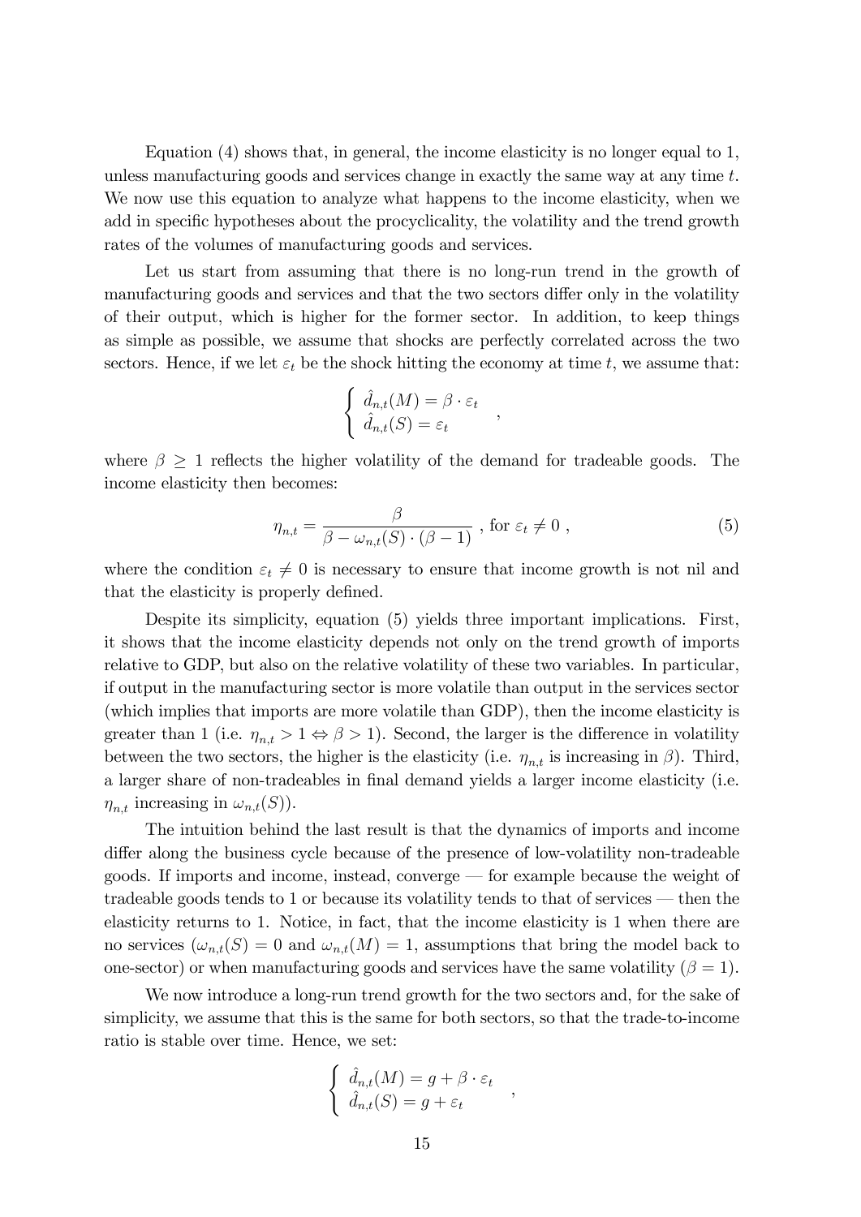Equation (4) shows that, in general, the income elasticity is no longer equal to 1, unless manufacturing goods and services change in exactly the same way at any time $t$. We now use this equation to analyze what happens to the income elasticity, when we add in specific hypotheses about the procyclicality, the volatility and the trend growth rates of the volumes of manufacturing goods and services.

Let us start from assuming that there is no long-run trend in the growth of manufacturing goods and services and that the two sectors differ only in the volatility of their output, which is higher for the former sector. In addition, to keep things as simple as possible, we assume that shocks are perfectly correlated across the two sectors. Hence, if we let $\varepsilon_t$ be the shock hitting the economy at time $t$, we assume that:

$$\begin{cases} \hat{d}_{n,t}(M) = \beta \cdot \varepsilon_t \\ \hat{d}_{n,t}(S) = \varepsilon_t \end{cases} ,$$

where $\beta \geq 1$ reflects the higher volatility of the demand for tradeable goods. The income elasticity then becomes:

$$\eta_{n,t} = \frac{\beta}{\beta - \omega_{n,t}(S) \cdot (\beta - 1)} \text{ , for } \varepsilon_t \neq 0 \text{ ,} \tag{5}$$

where the condition $\varepsilon_t \neq 0$ is necessary to ensure that income growth is not nil and that the elasticity is properly defined.

Despite its simplicity, equation (5) yields three important implications. First, it shows that the income elasticity depends not only on the trend growth of imports relative to GDP, but also on the relative volatility of these two variables. In particular, if output in the manufacturing sector is more volatile than output in the services sector (which implies that imports are more volatile than GDP), then the income elasticity is greater than 1 (i.e. $\eta_{n,t} > 1 \Leftrightarrow \beta > 1$). Second, the larger is the difference in volatility between the two sectors, the higher is the elasticity (i.e. $\eta_{n,t}$ is increasing in $\beta$). Third, a larger share of non-tradeables in final demand yields a larger income elasticity (i.e. $\eta_{n,t}$ increasing in $\omega_{n,t}(S)$).

The intuition behind the last result is that the dynamics of imports and income differ along the business cycle because of the presence of low-volatility non-tradeable goods. If imports and income, instead, converge — for example because the weight of tradeable goods tends to 1 or because its volatility tends to that of services — then the elasticity returns to 1. Notice, in fact, that the income elasticity is 1 when there are no services ($\omega_{n,t}(S) = 0$ and $\omega_{n,t}(M) = 1$, assumptions that bring the model back to one-sector) or when manufacturing goods and services have the same volatility ($\beta = 1$).

We now introduce a long-run trend growth for the two sectors and, for the sake of simplicity, we assume that this is the same for both sectors, so that the trade-to-income ratio is stable over time. Hence, we set:

$$\begin{cases} \hat{d}_{n,t}(M) = g + \beta \cdot \varepsilon_t \\ \hat{d}_{n,t}(S) = g + \varepsilon_t \end{cases} ,$$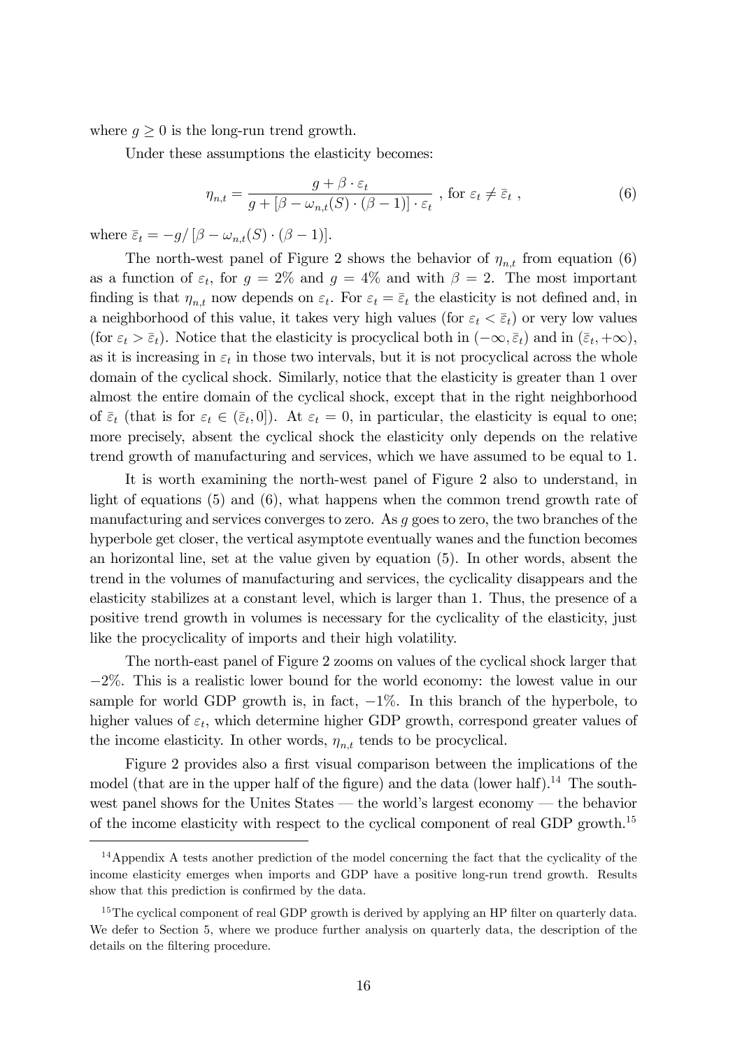where $g \geq 0$ is the long-run trend growth.

Under these assumptions the elasticity becomes:

$$\eta_{n,t} = \frac{g + \beta \cdot \varepsilon_t}{g + [\beta - \omega_{n,t}(S) \cdot (\beta - 1)] \cdot \varepsilon_t} \text{ , for } \varepsilon_t \neq \bar{\varepsilon}_t \text{ ,} \tag{6}$$

where $\bar{\varepsilon}_t = -g/\left[\beta - \omega_{n,t}(S) \cdot (\beta - 1)\right]$.

The north-west panel of Figure 2 shows the behavior of $\eta_{n,t}$ from equation (6) as a function of $\varepsilon_t$, for $g = 2\%$ and $g = 4\%$ and with $\beta = 2$. The most important finding is that $\eta_{n,t}$ now depends on $\varepsilon_t$. For $\varepsilon_t = \bar{\varepsilon}_t$ the elasticity is not defined and, in a neighborhood of this value, it takes very high values (for $\varepsilon_t < \bar{\varepsilon}_t$) or very low values (for $\varepsilon_t > \bar{\varepsilon}_t$). Notice that the elasticity is procyclical both in $(-\infty, \bar{\varepsilon}_t)$ and in $(\bar{\varepsilon}_t, +\infty)$, as it is increasing in $\varepsilon_t$ in those two intervals, but it is not procyclical across the whole domain of the cyclical shock. Similarly, notice that the elasticity is greater than 1 over almost the entire domain of the cyclical shock, except that in the right neighborhood of $\bar{\varepsilon}_t$ (that is for $\varepsilon_t \in (\bar{\varepsilon}_t, 0]$). At $\varepsilon_t = 0$, in particular, the elasticity is equal to one; more precisely, absent the cyclical shock the elasticity only depends on the relative trend growth of manufacturing and services, which we have assumed to be equal to 1.

It is worth examining the north-west panel of Figure 2 also to understand, in light of equations (5) and (6), what happens when the common trend growth rate of manufacturing and services converges to zero. As $g$ goes to zero, the two branches of the hyperbole get closer, the vertical asymptote eventually wanes and the function becomes an horizontal line, set at the value given by equation (5). In other words, absent the trend in the volumes of manufacturing and services, the cyclicality disappears and the elasticity stabilizes at a constant level, which is larger than 1. Thus, the presence of a positive trend growth in volumes is necessary for the cyclicality of the elasticity, just like the procyclicality of imports and their high volatility.

The north-east panel of Figure 2 zooms on values of the cyclical shock larger that $-2\%$. This is a realistic lower bound for the world economy: the lowest value in our sample for world GDP growth is, in fact, $-1\%$. In this branch of the hyperbole, to higher values of $\varepsilon_t$, which determine higher GDP growth, correspond greater values of the income elasticity. In other words, $\eta_{n,t}$ tends to be procyclical.

Figure 2 provides also a first visual comparison between the implications of the model (that are in the upper half of the figure) and the data (lower half).[14] The south-west panel shows for the Unites States — the world's largest economy — the behavior of the income elasticity with respect to the cyclical component of real GDP growth.[15]

[14] Appendix A tests another prediction of the model concerning the fact that the cyclicality of the income elasticity emerges when imports and GDP have a positive long-run trend growth. Results show that this prediction is confirmed by the data.

[15] The cyclical component of real GDP growth is derived by applying an HP filter on quarterly data. We defer to Section 5, where we produce further analysis on quarterly data, the description of the details on the filtering procedure.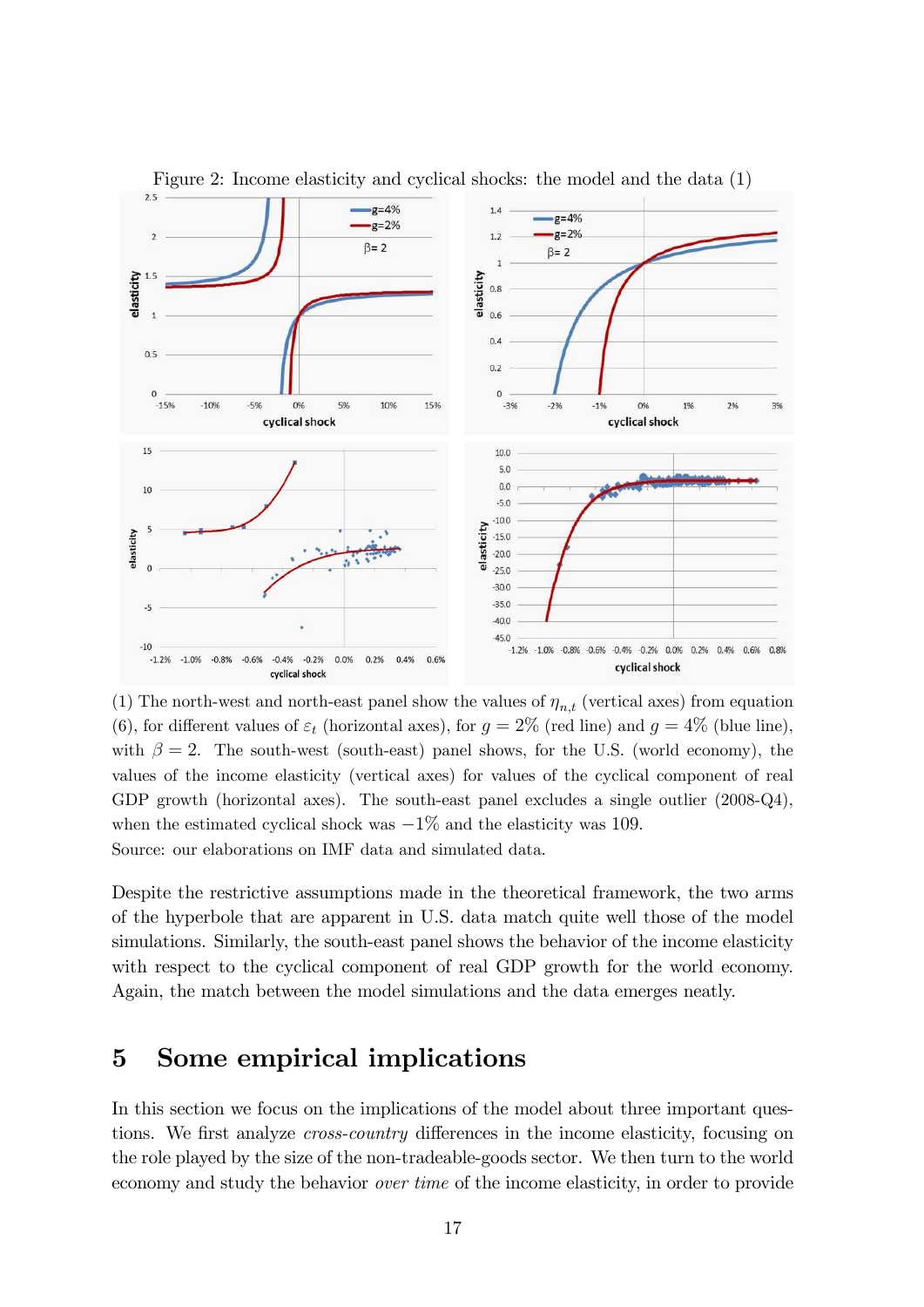Figure 2: Income elasticity and cyclical shocks: the model and the data (1)

(1) The north-west and north-east panel show the values of $\eta_{n,t}$ (vertical axes) from equation (6), for different values of $\varepsilon_t$ (horizontal axes), for $g = 2\%$ (red line) and $g = 4\%$ (blue line), with $\beta = 2$. The south-west (south-east) panel shows, for the U.S. (world economy), the values of the income elasticity (vertical axes) for values of the cyclical component of real GDP growth (horizontal axes). The south-east panel excludes a single outlier (2008-Q4), when the estimated cyclical shock was $-1\%$ and the elasticity was 109.
Source: our elaborations on IMF data and simulated data.

Despite the restrictive assumptions made in the theoretical framework, the two arms of the hyperbole that are apparent in U.S. data match quite well those of the model simulations. Similarly, the south-east panel shows the behavior of the income elasticity with respect to the cyclical component of real GDP growth for the world economy. Again, the match between the model simulations and the data emerges neatly.

# 5 Some empirical implications

In this section we focus on the implications of the model about three important questions. We first analyze *cross-country* differences in the income elasticity, focusing on the role played by the size of the non-tradeable-goods sector. We then turn to the world economy and study the behavior *over time* of the income elasticity, in order to provide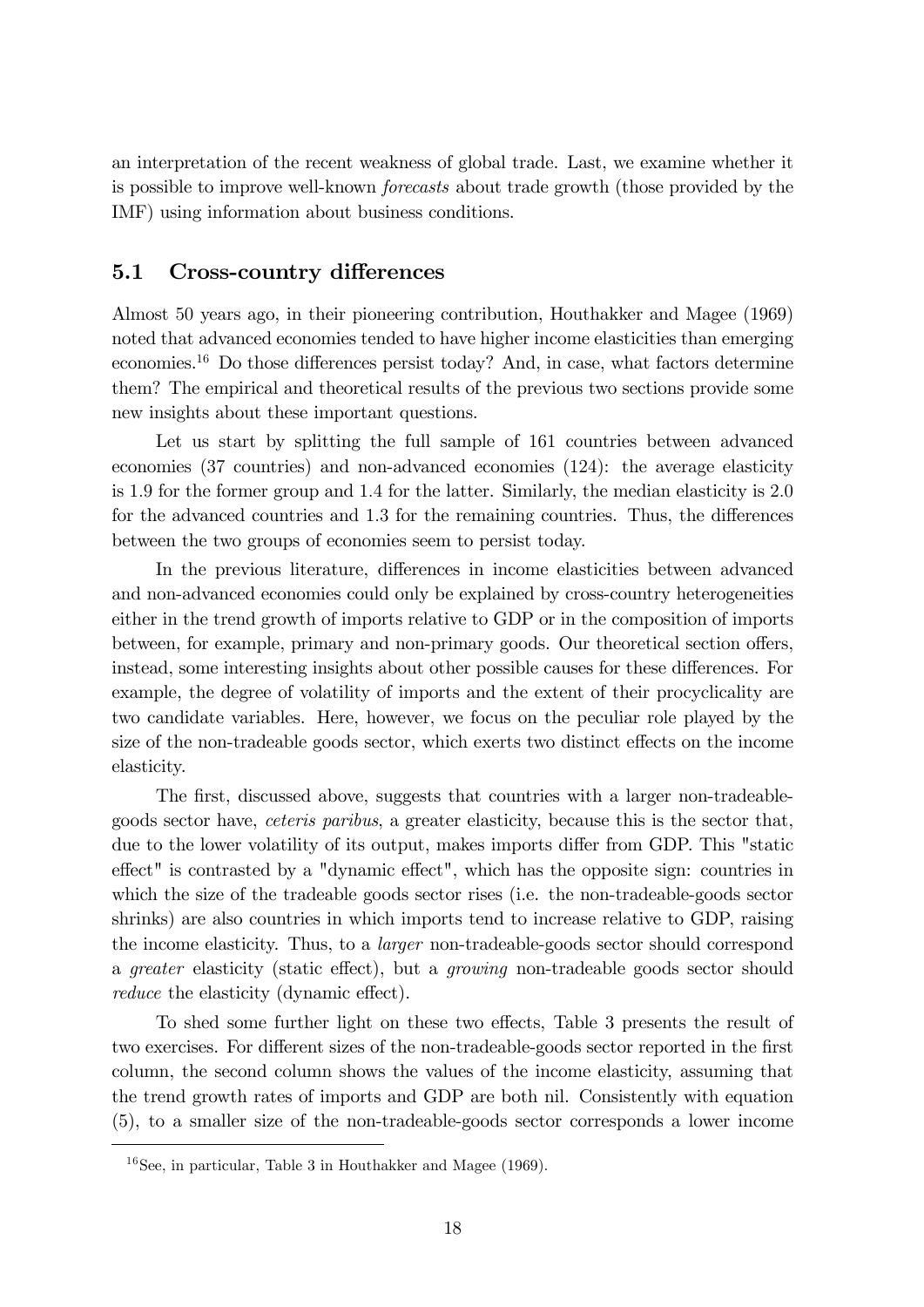an interpretation of the recent weakness of global trade. Last, we examine whether it is possible to improve well-known *forecasts* about trade growth (those provided by the IMF) using information about business conditions.

## 5.1 Cross-country differences

Almost 50 years ago, in their pioneering contribution, Houthakker and Magee (1969) noted that advanced economies tended to have higher income elasticities than emerging economies.[16] Do those differences persist today? And, in case, what factors determine them? The empirical and theoretical results of the previous two sections provide some new insights about these important questions.

Let us start by splitting the full sample of 161 countries between advanced economies (37 countries) and non-advanced economies (124): the average elasticity is 1.9 for the former group and 1.4 for the latter. Similarly, the median elasticity is 2.0 for the advanced countries and 1.3 for the remaining countries. Thus, the differences between the two groups of economies seem to persist today.

In the previous literature, differences in income elasticities between advanced and non-advanced economies could only be explained by cross-country heterogeneities either in the trend growth of imports relative to GDP or in the composition of imports between, for example, primary and non-primary goods. Our theoretical section offers, instead, some interesting insights about other possible causes for these differences. For example, the degree of volatility of imports and the extent of their procyclicality are two candidate variables. Here, however, we focus on the peculiar role played by the size of the non-tradeable goods sector, which exerts two distinct effects on the income elasticity.

The first, discussed above, suggests that countries with a larger non-tradeable-goods sector have, *ceteris paribus*, a greater elasticity, because this is the sector that, due to the lower volatility of its output, makes imports differ from GDP. This "static effect" is contrasted by a "dynamic effect", which has the opposite sign: countries in which the size of the tradeable goods sector rises (i.e. the non-tradeable-goods sector shrinks) are also countries in which imports tend to increase relative to GDP, raising the income elasticity. Thus, to a *larger* non-tradeable-goods sector should correspond a *greater* elasticity (static effect), but a *growing* non-tradeable goods sector should *reduce* the elasticity (dynamic effect).

To shed some further light on these two effects, Table 3 presents the result of two exercises. For different sizes of the non-tradeable-goods sector reported in the first column, the second column shows the values of the income elasticity, assuming that the trend growth rates of imports and GDP are both nil. Consistently with equation (5), to a smaller size of the non-tradeable-goods sector corresponds a lower income

[16] See, in particular, Table 3 in Houthakker and Magee (1969).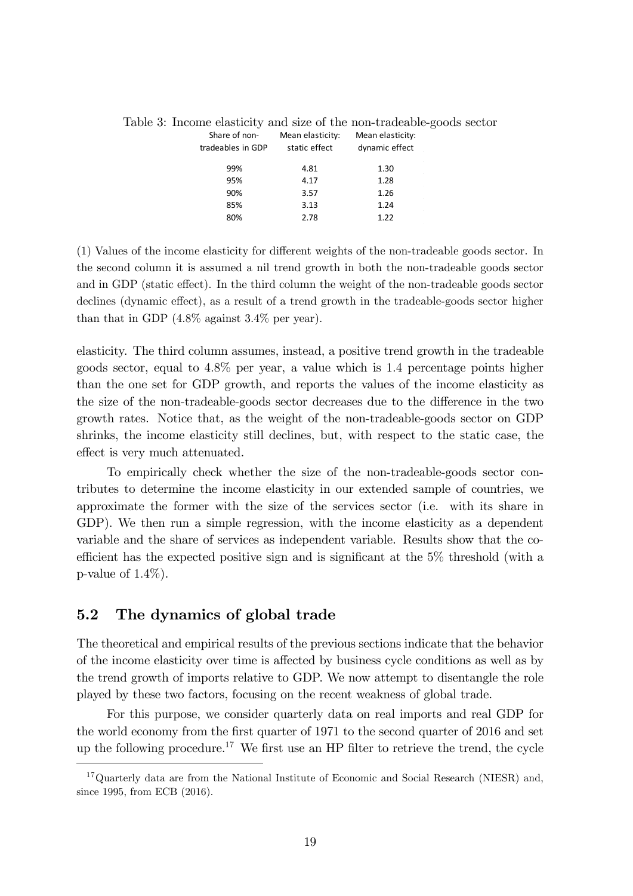Table 3: Income elasticity and size of the non-tradeable-goods sector

| Share of non-tradeables in GDP | Mean elasticity: static effect | Mean elasticity: dynamic effect |
|---|---|---|
| 99% | 4.81 | 1.30 |
| 95% | 4.17 | 1.28 |
| 90% | 3.57 | 1.26 |
| 85% | 3.13 | 1.24 |
| 80% | 2.78 | 1.22 |

(1) Values of the income elasticity for different weights of the non-tradeable goods sector. In the second column it is assumed a nil trend growth in both the non-tradeable goods sector and in GDP (static effect). In the third column the weight of the non-tradeable goods sector declines (dynamic effect), as a result of a trend growth in the tradeable-goods sector higher than that in GDP (4.8% against 3.4% per year).

elasticity. The third column assumes, instead, a positive trend growth in the tradeable goods sector, equal to 4.8% per year, a value which is 1.4 percentage points higher than the one set for GDP growth, and reports the values of the income elasticity as the size of the non-tradeable-goods sector decreases due to the difference in the two growth rates. Notice that, as the weight of the non-tradeable-goods sector on GDP shrinks, the income elasticity still declines, but, with respect to the static case, the effect is very much attenuated.

To empirically check whether the size of the non-tradeable-goods sector contributes to determine the income elasticity in our extended sample of countries, we approximate the former with the size of the services sector (i.e. with its share in GDP). We then run a simple regression, with the income elasticity as a dependent variable and the share of services as independent variable. Results show that the coefficient has the expected positive sign and is significant at the 5% threshold (with a p-value of 1.4%).

## 5.2 The dynamics of global trade

The theoretical and empirical results of the previous sections indicate that the behavior of the income elasticity over time is affected by business cycle conditions as well as by the trend growth of imports relative to GDP. We now attempt to disentangle the role played by these two factors, focusing on the recent weakness of global trade.

For this purpose, we consider quarterly data on real imports and real GDP for the world economy from the first quarter of 1971 to the second quarter of 2016 and set up the following procedure.[17] We first use an HP filter to retrieve the trend, the cycle

[17] Quarterly data are from the National Institute of Economic and Social Research (NIESR) and, since 1995, from ECB (2016).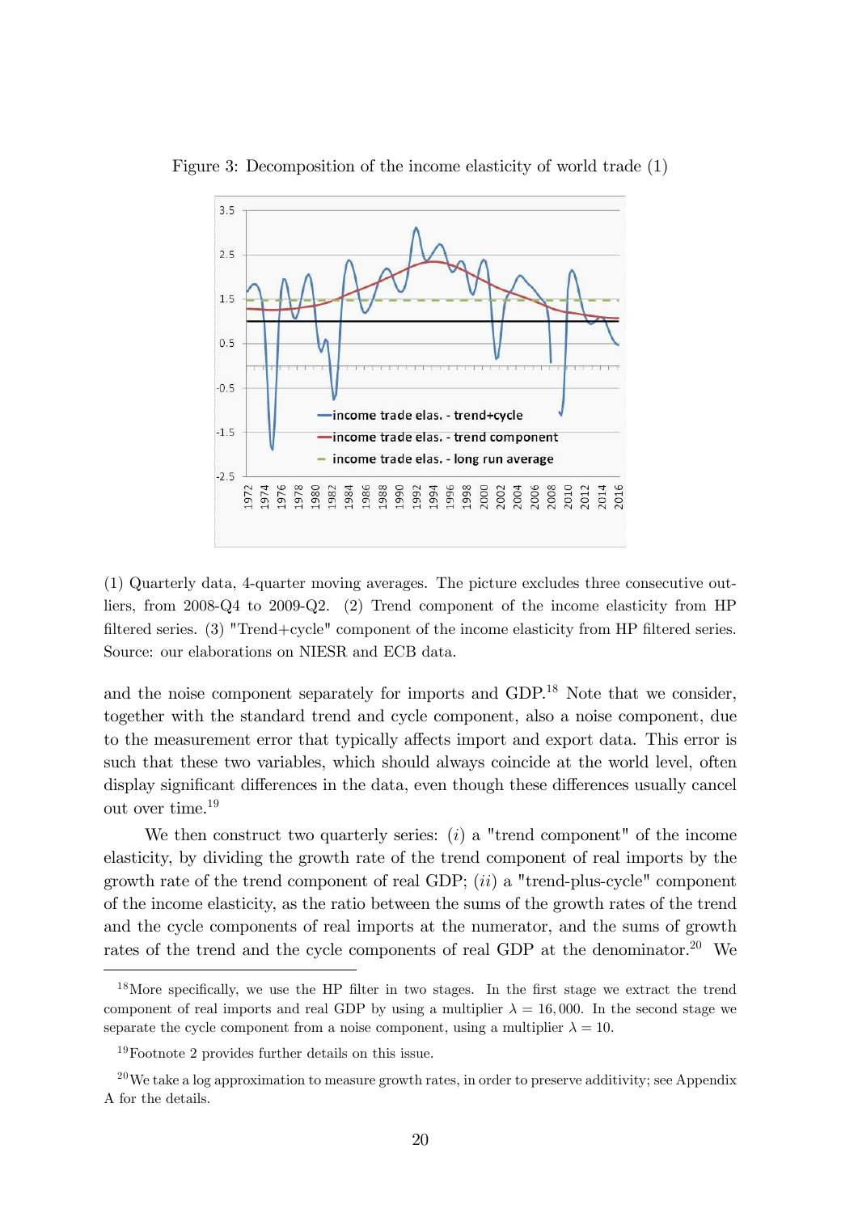Figure 3: Decomposition of the income elasticity of world trade (1)

(1) Quarterly data, 4-quarter moving averages. The picture excludes three consecutive outliers, from 2008-Q4 to 2009-Q2. (2) Trend component of the income elasticity from HP filtered series. (3) "Trend+cycle" component of the income elasticity from HP filtered series. Source: our elaborations on NIESR and ECB data.

and the noise component separately for imports and GDP.[18] Note that we consider, together with the standard trend and cycle component, also a noise component, due to the measurement error that typically affects import and export data. This error is such that these two variables, which should always coincide at the world level, often display significant differences in the data, even though these differences usually cancel out over time.[19]

We then construct two quarterly series: (*i*) a "trend component" of the income elasticity, by dividing the growth rate of the trend component of real imports by the growth rate of the trend component of real GDP; (*ii*) a "trend-plus-cycle" component of the income elasticity, as the ratio between the sums of the growth rates of the trend and the cycle components of real imports at the numerator, and the sums of growth rates of the trend and the cycle components of real GDP at the denominator.[20] We

---

[18] More specifically, we use the HP filter in two stages. In the first stage we extract the trend component of real imports and real GDP by using a multiplier $\lambda = 16,000$. In the second stage we separate the cycle component from a noise component, using a multiplier $\lambda = 10$.

[19] Footnote 2 provides further details on this issue.

[20] We take a log approximation to measure growth rates, in order to preserve additivity; see Appendix A for the details.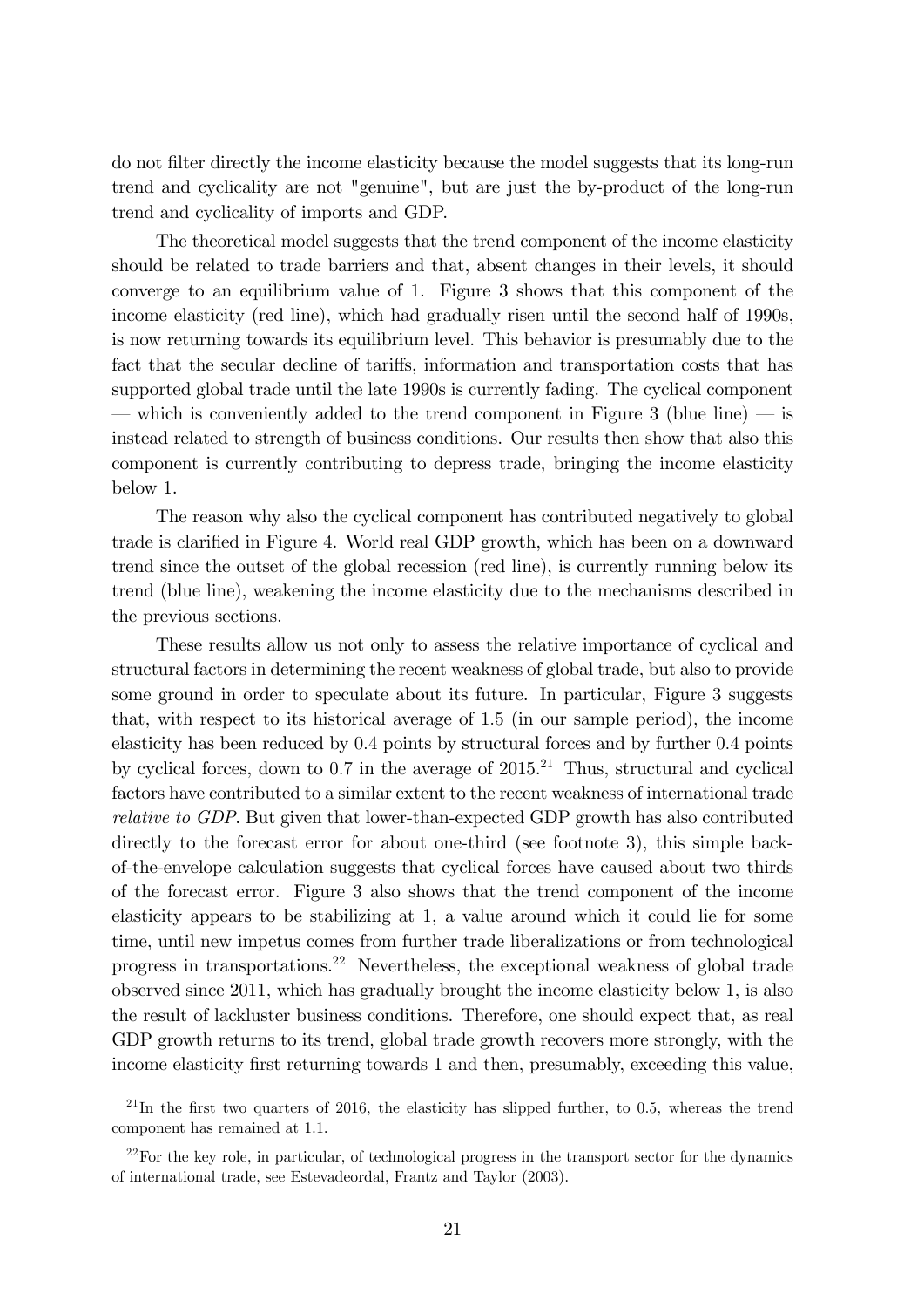do not filter directly the income elasticity because the model suggests that its long-run trend and cyclicality are not "genuine", but are just the by-product of the long-run trend and cyclicality of imports and GDP.

The theoretical model suggests that the trend component of the income elasticity should be related to trade barriers and that, absent changes in their levels, it should converge to an equilibrium value of 1. Figure 3 shows that this component of the income elasticity (red line), which had gradually risen until the second half of 1990s, is now returning towards its equilibrium level. This behavior is presumably due to the fact that the secular decline of tariffs, information and transportation costs that has supported global trade until the late 1990s is currently fading. The cyclical component — which is conveniently added to the trend component in Figure 3 (blue line) — is instead related to strength of business conditions. Our results then show that also this component is currently contributing to depress trade, bringing the income elasticity below 1.

The reason why also the cyclical component has contributed negatively to global trade is clarified in Figure 4. World real GDP growth, which has been on a downward trend since the outset of the global recession (red line), is currently running below its trend (blue line), weakening the income elasticity due to the mechanisms described in the previous sections.

These results allow us not only to assess the relative importance of cyclical and structural factors in determining the recent weakness of global trade, but also to provide some ground in order to speculate about its future. In particular, Figure 3 suggests that, with respect to its historical average of 1.5 (in our sample period), the income elasticity has been reduced by 0.4 points by structural forces and by further 0.4 points by cyclical forces, down to 0.7 in the average of 2015.[21] Thus, structural and cyclical factors have contributed to a similar extent to the recent weakness of international trade *relative to GDP*. But given that lower-than-expected GDP growth has also contributed directly to the forecast error for about one-third (see footnote 3), this simple back-of-the-envelope calculation suggests that cyclical forces have caused about two thirds of the forecast error. Figure 3 also shows that the trend component of the income elasticity appears to be stabilizing at 1, a value around which it could lie for some time, until new impetus comes from further trade liberalizations or from technological progress in transportations.[22] Nevertheless, the exceptional weakness of global trade observed since 2011, which has gradually brought the income elasticity below 1, is also the result of lackluster business conditions. Therefore, one should expect that, as real GDP growth returns to its trend, global trade growth recovers more strongly, with the income elasticity first returning towards 1 and then, presumably, exceeding this value,

[21] In the first two quarters of 2016, the elasticity has slipped further, to 0.5, whereas the trend component has remained at 1.1.

[22] For the key role, in particular, of technological progress in the transport sector for the dynamics of international trade, see Estevadeordal, Frantz and Taylor (2003).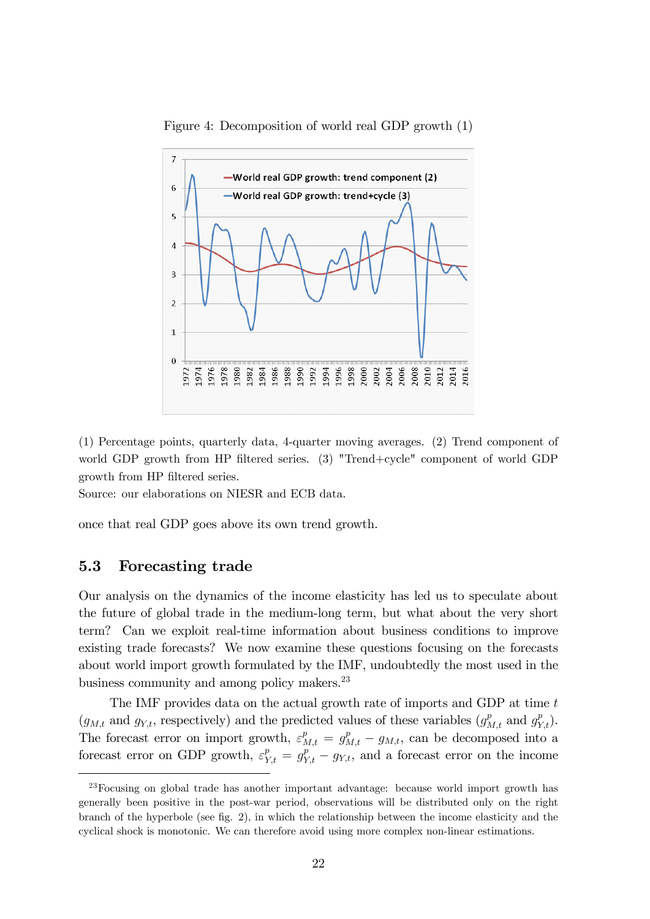Figure 4: Decomposition of world real GDP growth (1)

(1) Percentage points, quarterly data, 4-quarter moving averages. (2) Trend component of world GDP growth from HP filtered series. (3) "Trend+cycle" component of world GDP growth from HP filtered series.
Source: our elaborations on NIESR and ECB data.

once that real GDP goes above its own trend growth.

## 5.3 Forecasting trade

Our analysis on the dynamics of the income elasticity has led us to speculate about the future of global trade in the medium-long term, but what about the very short term? Can we exploit real-time information about business conditions to improve existing trade forecasts? We now examine these questions focusing on the forecasts about world import growth formulated by the IMF, undoubtedly the most used in the business community and among policy makers.[23]

The IMF provides data on the actual growth rate of imports and GDP at time $t$ ($g_{M,t}$ and $g_{Y,t}$, respectively) and the predicted values of these variables ($g^p_{M,t}$ and $g^p_{Y,t}$). The forecast error on import growth, $\varepsilon^p_{M,t} = g^p_{M,t} - g_{M,t}$, can be decomposed into a forecast error on GDP growth, $\varepsilon^p_{Y,t} = g^p_{Y,t} - g_{Y,t}$, and a forecast error on the income

[23] Focusing on global trade has another important advantage: because world import growth has generally been positive in the post-war period, observations will be distributed only on the right branch of the hyperbole (see fig. 2), in which the relationship between the income elasticity and the cyclical shock is monotonic. We can therefore avoid using more complex non-linear estimations.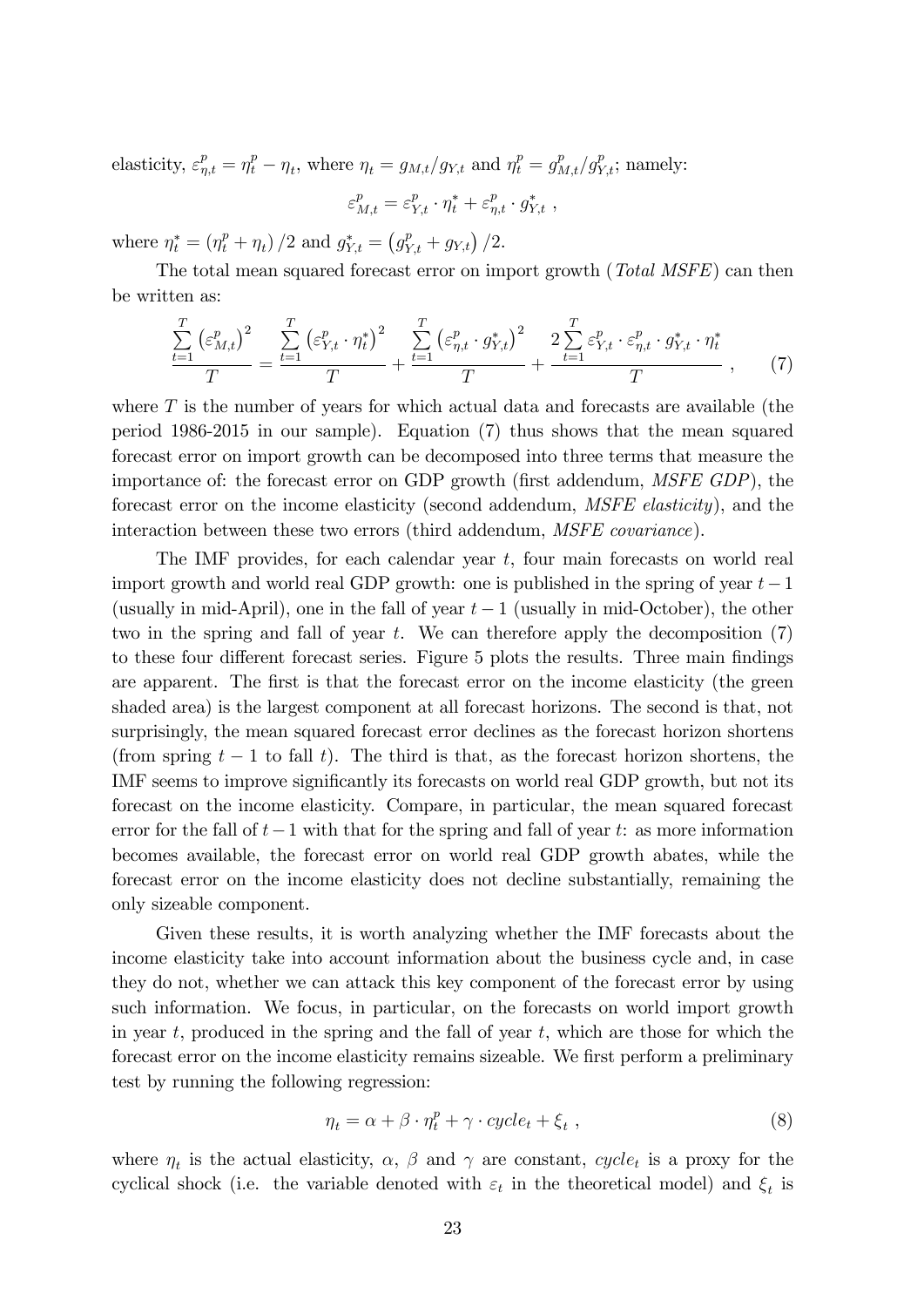elasticity, $\varepsilon^p_{\eta,t} = \eta^p_t - \eta_t$, where $\eta_t = g_{M,t}/g_{Y,t}$ and $\eta^p_t = g^p_{M,t}/g^p_{Y,t}$; namely:

$$\varepsilon^p_{M,t} = \varepsilon^p_{Y,t} \cdot \eta^*_t + \varepsilon^p_{\eta,t} \cdot g^*_{Y,t} \ ,$$

where $\eta^*_t = \left(\eta^p_t + \eta_t\right)/2$ and $g^*_{Y,t} = \left(g^p_{Y,t} + g_{Y,t}\right)/2$.

The total mean squared forecast error on import growth (*Total MSFE*) can then be written as:

$$\frac{\sum_{t=1}^{T}\left(\varepsilon^p_{M,t}\right)^2}{T} = \frac{\sum_{t=1}^{T}\left(\varepsilon^p_{Y,t} \cdot \eta^*_t\right)^2}{T} + \frac{\sum_{t=1}^{T}\left(\varepsilon^p_{\eta,t} \cdot g^*_{Y,t}\right)^2}{T} + \frac{2\sum_{t=1}^{T}\varepsilon^p_{Y,t} \cdot \varepsilon^p_{\eta,t} \cdot g^*_{Y,t} \cdot \eta^*_t}{T} \ , \tag{7}$$

where $T$ is the number of years for which actual data and forecasts are available (the period 1986-2015 in our sample). Equation (7) thus shows that the mean squared forecast error on import growth can be decomposed into three terms that measure the importance of: the forecast error on GDP growth (first addendum, *MSFE GDP*), the forecast error on the income elasticity (second addendum, *MSFE elasticity*), and the interaction between these two errors (third addendum, *MSFE covariance*).

The IMF provides, for each calendar year $t$, four main forecasts on world real import growth and world real GDP growth: one is published in the spring of year $t-1$ (usually in mid-April), one in the fall of year $t-1$ (usually in mid-October), the other two in the spring and fall of year $t$. We can therefore apply the decomposition (7) to these four different forecast series. Figure 5 plots the results. Three main findings are apparent. The first is that the forecast error on the income elasticity (the green shaded area) is the largest component at all forecast horizons. The second is that, not surprisingly, the mean squared forecast error declines as the forecast horizon shortens (from spring $t-1$ to fall $t$). The third is that, as the forecast horizon shortens, the IMF seems to improve significantly its forecasts on world real GDP growth, but not its forecast on the income elasticity. Compare, in particular, the mean squared forecast error for the fall of $t-1$ with that for the spring and fall of year $t$: as more information becomes available, the forecast error on world real GDP growth abates, while the forecast error on the income elasticity does not decline substantially, remaining the only sizeable component.

Given these results, it is worth analyzing whether the IMF forecasts about the income elasticity take into account information about the business cycle and, in case they do not, whether we can attack this key component of the forecast error by using such information. We focus, in particular, on the forecasts on world import growth in year $t$, produced in the spring and the fall of year $t$, which are those for which the forecast error on the income elasticity remains sizeable. We first perform a preliminary test by running the following regression:

$$\eta_t = \alpha + \beta \cdot \eta^p_t + \gamma \cdot cycle_t + \xi_t \ , \tag{8}$$

where $\eta_t$ is the actual elasticity, $\alpha$, $\beta$ and $\gamma$ are constant, $cycle_t$ is a proxy for the cyclical shock (i.e. the variable denoted with $\varepsilon_t$ in the theoretical model) and $\xi_t$ is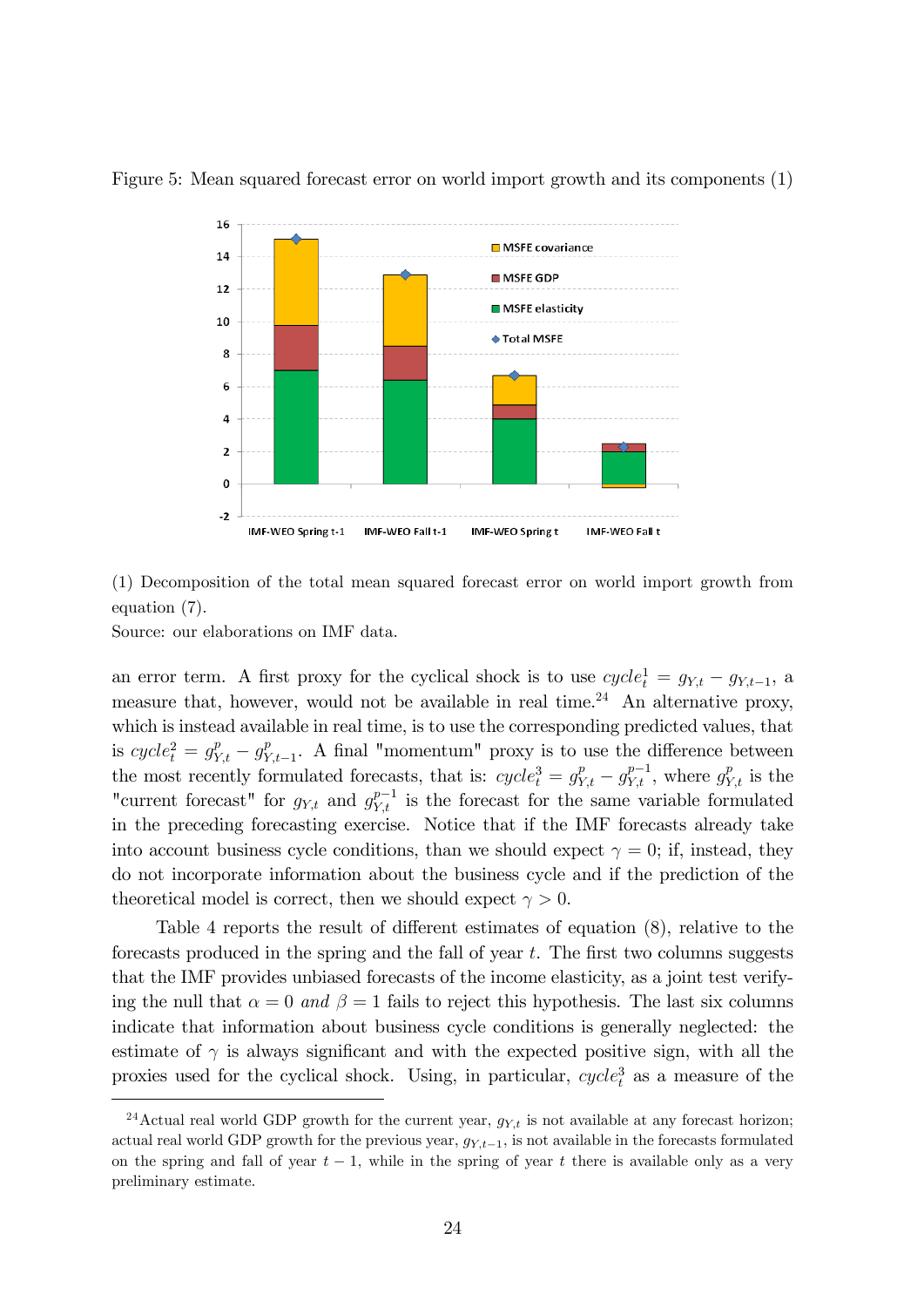Figure 5: Mean squared forecast error on world import growth and its components (1)

(1) Decomposition of the total mean squared forecast error on world import growth from equation (7).
Source: our elaborations on IMF data.

an error term. A first proxy for the cyclical shock is to use $cycle^1_t = g_{Y,t} - g_{Y,t-1}$, a measure that, however, would not be available in real time.[24] An alternative proxy, which is instead available in real time, is to use the corresponding predicted values, that is $cycle^2_t = g^p_{Y,t} - g^p_{Y,t-1}$. A final "momentum" proxy is to use the difference between the most recently formulated forecasts, that is: $cycle^3_t = g^p_{Y,t} - g^{p-1}_{Y,t}$, where $g^p_{Y,t}$ is the "current forecast" for $g_{Y,t}$ and $g^{p-1}_{Y,t}$ is the forecast for the same variable formulated in the preceding forecasting exercise. Notice that if the IMF forecasts already take into account business cycle conditions, than we should expect $\gamma = 0$; if, instead, they do not incorporate information about the business cycle and if the prediction of the theoretical model is correct, then we should expect $\gamma > 0$.

Table 4 reports the result of different estimates of equation (8), relative to the forecasts produced in the spring and the fall of year $t$. The first two columns suggests that the IMF provides unbiased forecasts of the income elasticity, as a joint test verifying the null that $\alpha = 0$ *and* $\beta = 1$ fails to reject this hypothesis. The last six columns indicate that information about business cycle conditions is generally neglected: the estimate of $\gamma$ is always significant and with the expected positive sign, with all the proxies used for the cyclical shock. Using, in particular, $cycle^3_t$ as a measure of the

[24] Actual real world GDP growth for the current year, $g_{Y,t}$ is not available at any forecast horizon; actual real world GDP growth for the previous year, $g_{Y,t-1}$, is not available in the forecasts formulated on the spring and fall of year $t-1$, while in the spring of year $t$ there is available only as a very preliminary estimate.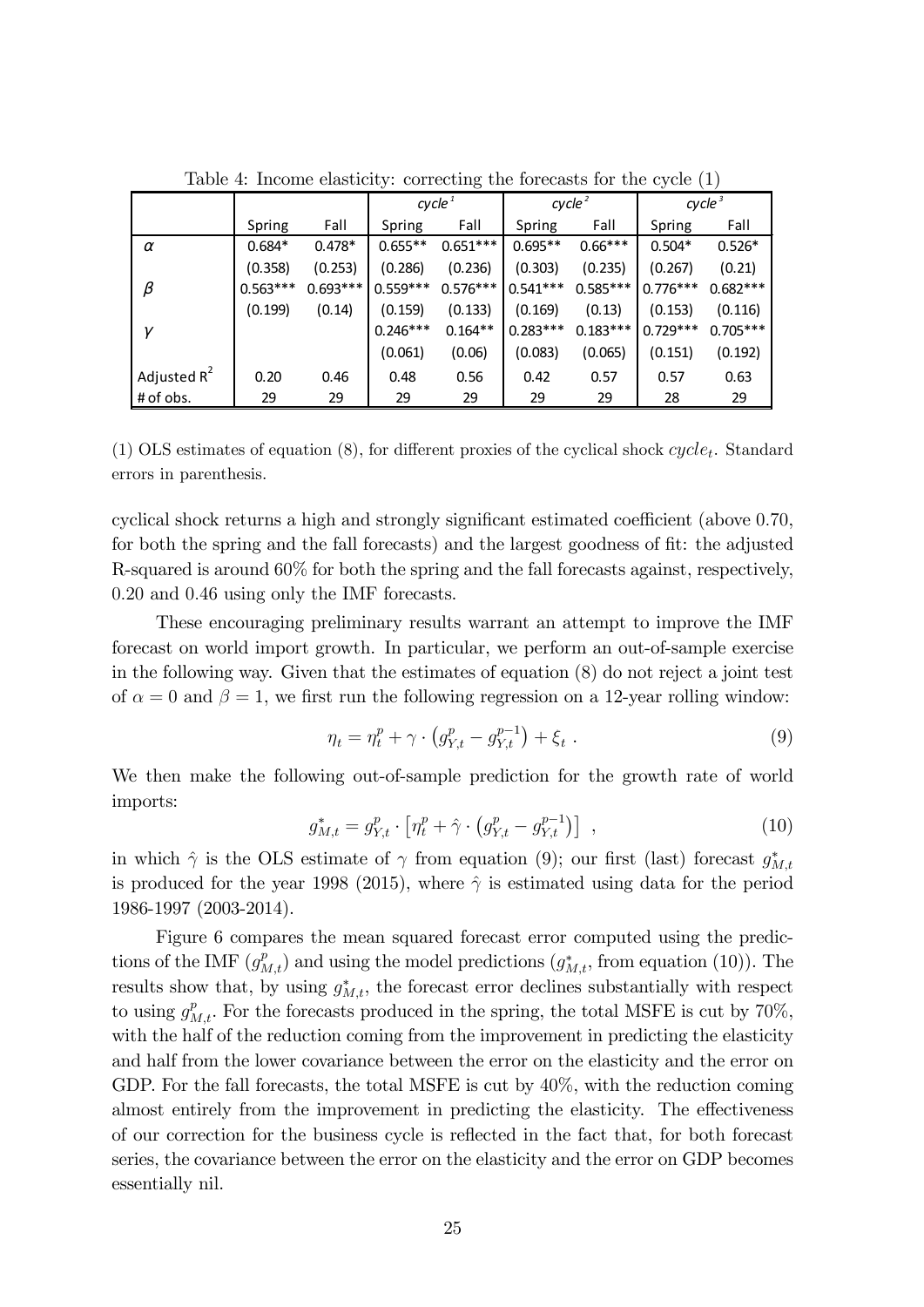Table 4: Income elasticity: correcting the forecasts for the cycle (1)

| | | | *cycle* [1] | | *cycle* [2] | | *cycle* [3] | |
|---|---|---|---|---|---|---|---|---|
| | Spring | Fall | Spring | Fall | Spring | Fall | Spring | Fall |
| $\alpha$ | 0.684* | 0.478* | 0.655** | 0.651*** | 0.695** | 0.66*** | 0.504* | 0.526* |
| | (0.358) | (0.253) | (0.286) | (0.236) | (0.303) | (0.235) | (0.267) | (0.21) |
| $\beta$ | 0.563*** | 0.693*** | 0.559*** | 0.576*** | 0.541*** | 0.585*** | 0.776*** | 0.682*** |
| | (0.199) | (0.14) | (0.159) | (0.133) | (0.169) | (0.13) | (0.153) | (0.116) |
| $\gamma$ | | | 0.246*** | 0.164** | 0.283*** | 0.183*** | 0.729*** | 0.705*** |
| | | | (0.061) | (0.06) | (0.083) | (0.065) | (0.151) | (0.192) |
| Adjusted $R^2$ | 0.20 | 0.46 | 0.48 | 0.56 | 0.42 | 0.57 | 0.57 | 0.63 |
| # of obs. | 29 | 29 | 29 | 29 | 29 | 29 | 28 | 29 |

(1) OLS estimates of equation (8), for different proxies of the cyclical shock $cycle_t$. Standard errors in parenthesis.

cyclical shock returns a high and strongly significant estimated coefficient (above 0.70, for both the spring and the fall forecasts) and the largest goodness of fit: the adjusted R-squared is around 60% for both the spring and the fall forecasts against, respectively, 0.20 and 0.46 using only the IMF forecasts.

These encouraging preliminary results warrant an attempt to improve the IMF forecast on world import growth. In particular, we perform an out-of-sample exercise in the following way. Given that the estimates of equation (8) do not reject a joint test of $\alpha = 0$ and $\beta = 1$, we first run the following regression on a 12-year rolling window:

$$\eta_t = \eta_t^p + \gamma \cdot \left(g_{Y,t}^p - g_{Y,t}^{p-1}\right) + \xi_t \ . \tag{9}$$

We then make the following out-of-sample prediction for the growth rate of world imports:

$$g_{M,t}^* = g_{Y,t}^p \cdot \left[\eta_t^p + \hat{\gamma} \cdot \left(g_{Y,t}^p - g_{Y,t}^{p-1}\right)\right] \ , \tag{10}$$

in which $\hat{\gamma}$ is the OLS estimate of $\gamma$ from equation (9); our first (last) forecast $g_{M,t}^*$ is produced for the year 1998 (2015), where $\hat{\gamma}$ is estimated using data for the period 1986-1997 (2003-2014).

Figure 6 compares the mean squared forecast error computed using the predictions of the IMF ($g_{M,t}^p$) and using the model predictions ($g_{M,t}^*$, from equation (10)). The results show that, by using $g_{M,t}^*$, the forecast error declines substantially with respect to using $g_{M,t}^p$. For the forecasts produced in the spring, the total MSFE is cut by 70%, with the half of the reduction coming from the improvement in predicting the elasticity and half from the lower covariance between the error on the elasticity and the error on GDP. For the fall forecasts, the total MSFE is cut by 40%, with the reduction coming almost entirely from the improvement in predicting the elasticity. The effectiveness of our correction for the business cycle is reflected in the fact that, for both forecast series, the covariance between the error on the elasticity and the error on GDP becomes essentially nil.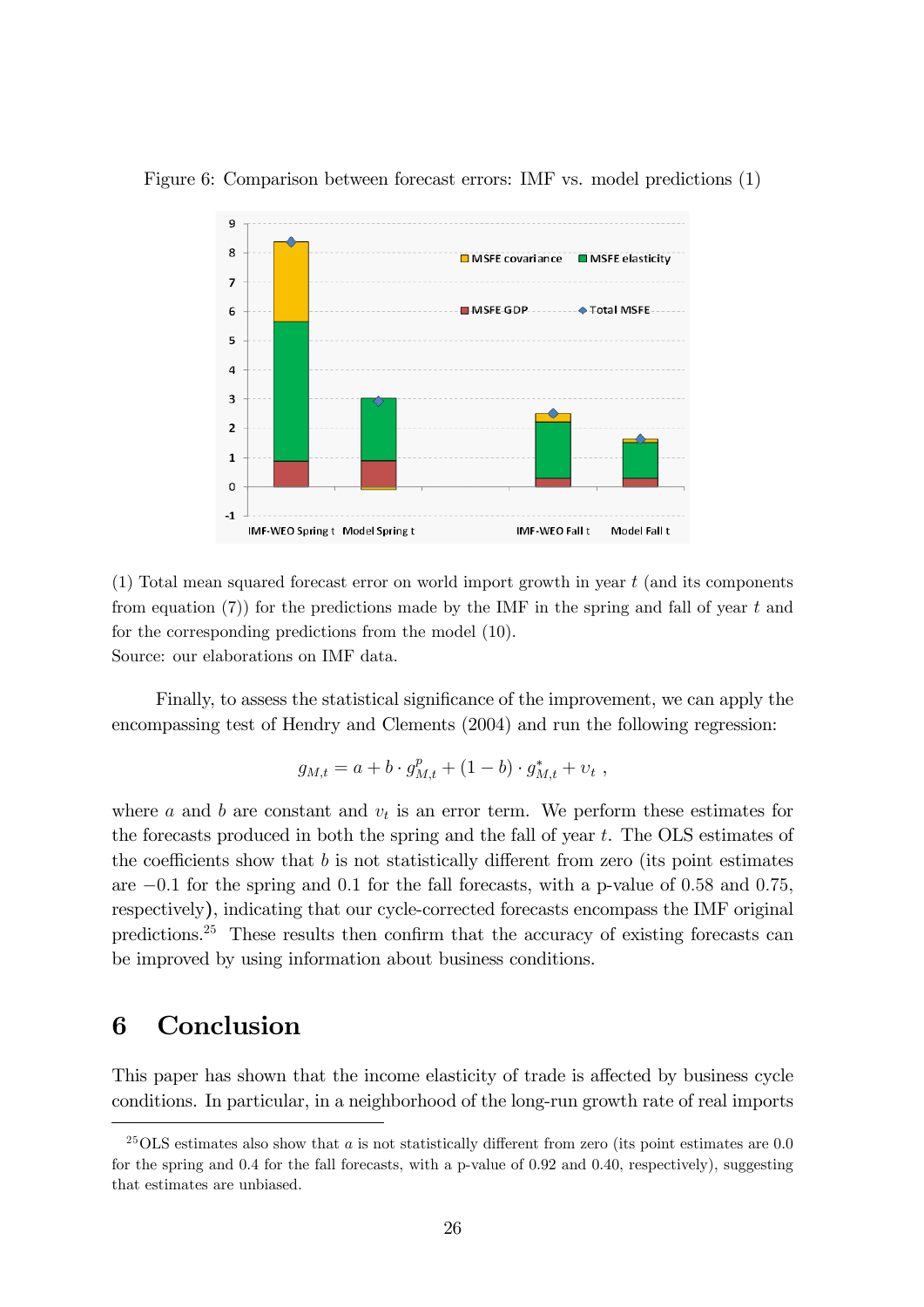Figure 6: Comparison between forecast errors: IMF vs. model predictions (1)

(1) Total mean squared forecast error on world import growth in year $t$ (and its components from equation (7)) for the predictions made by the IMF in the spring and fall of year $t$ and for the corresponding predictions from the model (10).
Source: our elaborations on IMF data.

Finally, to assess the statistical significance of the improvement, we can apply the encompassing test of Hendry and Clements (2004) and run the following regression:

$$g_{M,t} = a + b \cdot g^p_{M,t} + (1 - b) \cdot g^*_{M,t} + v_t \ ,$$

where $a$ and $b$ are constant and $v_t$ is an error term. We perform these estimates for the forecasts produced in both the spring and the fall of year $t$. The OLS estimates of the coefficients show that $b$ is not statistically different from zero (its point estimates are $-0.1$ for the spring and 0.1 for the fall forecasts, with a p-value of 0.58 and 0.75, respectively), indicating that our cycle-corrected forecasts encompass the IMF original predictions.[25] These results then confirm that the accuracy of existing forecasts can be improved by using information about business conditions.

# 6 Conclusion

This paper has shown that the income elasticity of trade is affected by business cycle conditions. In particular, in a neighborhood of the long-run growth rate of real imports

[25] OLS estimates also show that $a$ is not statistically different from zero (its point estimates are 0.0 for the spring and 0.4 for the fall forecasts, with a p-value of 0.92 and 0.40, respectively), suggesting that estimates are unbiased.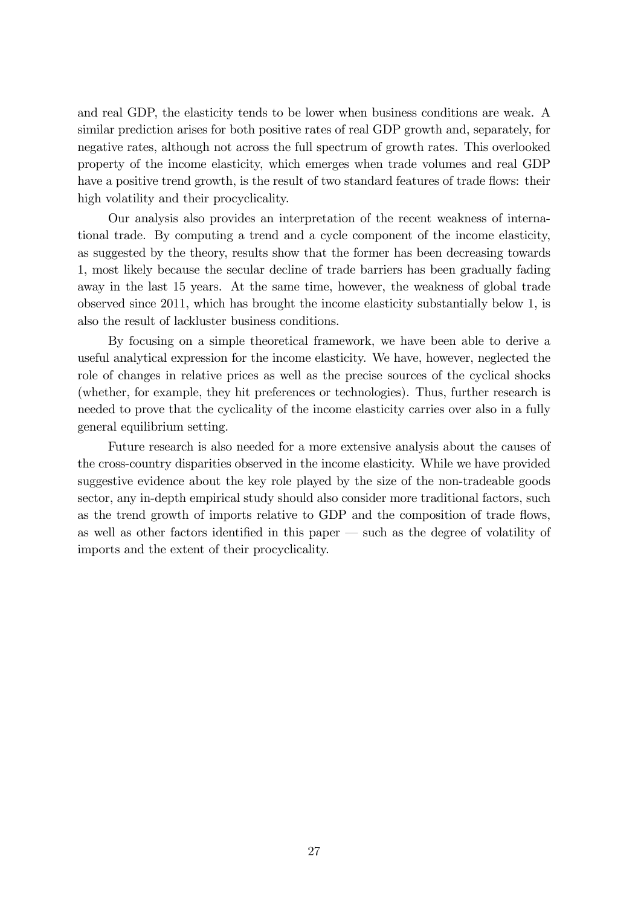and real GDP, the elasticity tends to be lower when business conditions are weak. A similar prediction arises for both positive rates of real GDP growth and, separately, for negative rates, although not across the full spectrum of growth rates. This overlooked property of the income elasticity, which emerges when trade volumes and real GDP have a positive trend growth, is the result of two standard features of trade flows: their high volatility and their procyclicality.

Our analysis also provides an interpretation of the recent weakness of international trade. By computing a trend and a cycle component of the income elasticity, as suggested by the theory, results show that the former has been decreasing towards 1, most likely because the secular decline of trade barriers has been gradually fading away in the last 15 years. At the same time, however, the weakness of global trade observed since 2011, which has brought the income elasticity substantially below 1, is also the result of lackluster business conditions.

By focusing on a simple theoretical framework, we have been able to derive a useful analytical expression for the income elasticity. We have, however, neglected the role of changes in relative prices as well as the precise sources of the cyclical shocks (whether, for example, they hit preferences or technologies). Thus, further research is needed to prove that the cyclicality of the income elasticity carries over also in a fully general equilibrium setting.

Future research is also needed for a more extensive analysis about the causes of the cross-country disparities observed in the income elasticity. While we have provided suggestive evidence about the key role played by the size of the non-tradeable goods sector, any in-depth empirical study should also consider more traditional factors, such as the trend growth of imports relative to GDP and the composition of trade flows, as well as other factors identified in this paper — such as the degree of volatility of imports and the extent of their procyclicality.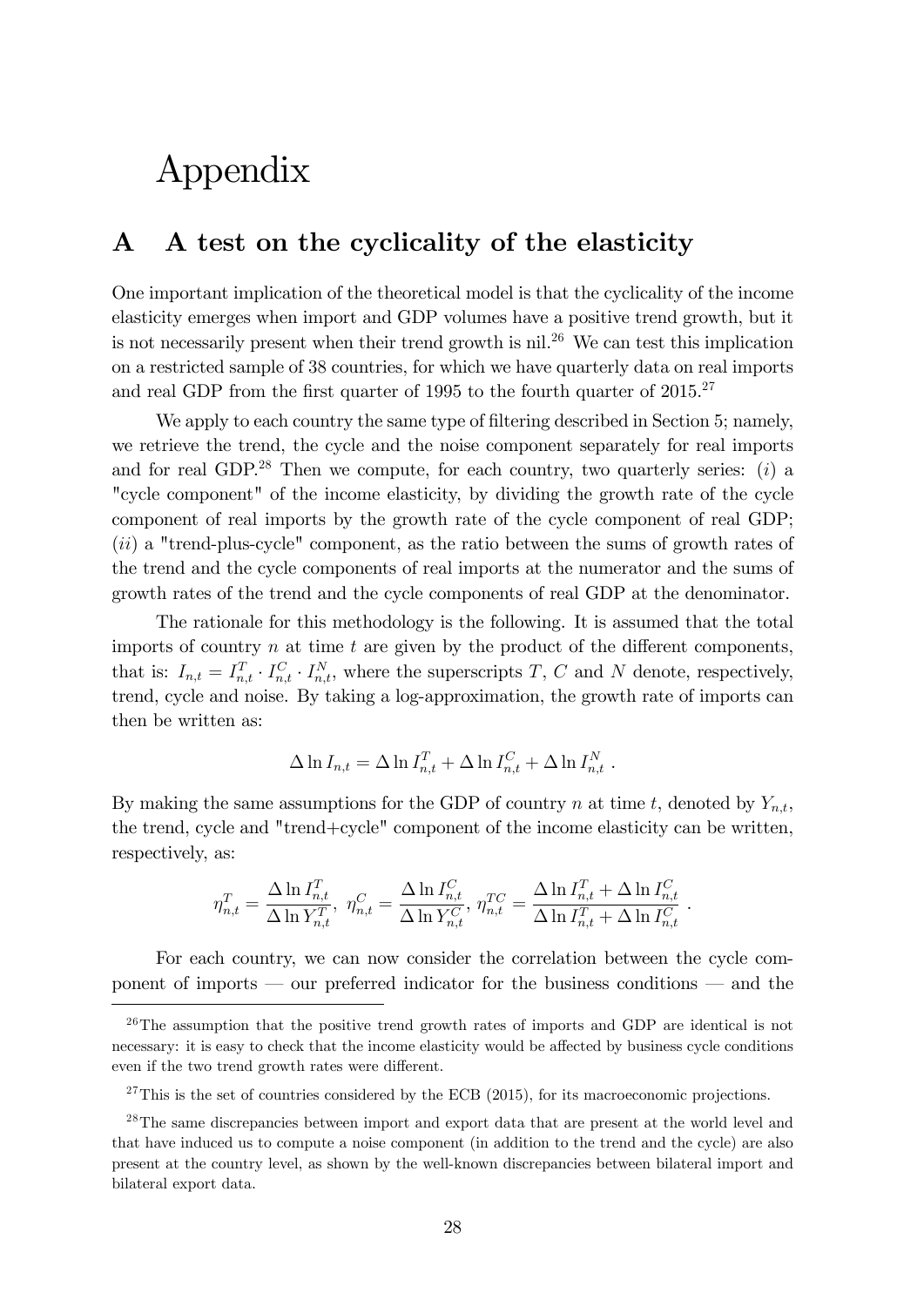# Appendix

## A A test on the cyclicality of the elasticity

One important implication of the theoretical model is that the cyclicality of the income elasticity emerges when import and GDP volumes have a positive trend growth, but it is not necessarily present when their trend growth is nil.[26] We can test this implication on a restricted sample of 38 countries, for which we have quarterly data on real imports and real GDP from the first quarter of 1995 to the fourth quarter of 2015.[27]

We apply to each country the same type of filtering described in Section 5; namely, we retrieve the trend, the cycle and the noise component separately for real imports and for real GDP.[28] Then we compute, for each country, two quarterly series: ($i$) a "cycle component" of the income elasticity, by dividing the growth rate of the cycle component of real imports by the growth rate of the cycle component of real GDP; ($ii$) a "trend-plus-cycle" component, as the ratio between the sums of growth rates of the trend and the cycle components of real imports at the numerator and the sums of growth rates of the trend and the cycle components of real GDP at the denominator.

The rationale for this methodology is the following. It is assumed that the total imports of country $n$ at time $t$ are given by the product of the different components, that is: $I_{n,t} = I_{n,t}^T \cdot I_{n,t}^C \cdot I_{n,t}^N$, where the superscripts $T$, $C$ and $N$ denote, respectively, trend, cycle and noise. By taking a log-approximation, the growth rate of imports can then be written as:

$$\Delta \ln I_{n,t} = \Delta \ln I_{n,t}^T + \Delta \ln I_{n,t}^C + \Delta \ln I_{n,t}^N \ .$$

By making the same assumptions for the GDP of country $n$ at time $t$, denoted by $Y_{n,t}$, the trend, cycle and "trend+cycle" component of the income elasticity can be written, respectively, as:

$$\eta_{n,t}^T = \frac{\Delta \ln I_{n,t}^T}{\Delta \ln Y_{n,t}^T},\ \eta_{n,t}^C = \frac{\Delta \ln I_{n,t}^C}{\Delta \ln Y_{n,t}^C},\ \eta_{n,t}^{TC} = \frac{\Delta \ln I_{n,t}^T + \Delta \ln I_{n,t}^C}{\Delta \ln I_{n,t}^T + \Delta \ln I_{n,t}^C} \ .$$

For each country, we can now consider the correlation between the cycle component of imports — our preferred indicator for the business conditions — and the

[26] The assumption that the positive trend growth rates of imports and GDP are identical is not necessary: it is easy to check that the income elasticity would be affected by business cycle conditions even if the two trend growth rates were different.

[27] This is the set of countries considered by the ECB (2015), for its macroeconomic projections.

[28] The same discrepancies between import and export data that are present at the world level and that have induced us to compute a noise component (in addition to the trend and the cycle) are also present at the country level, as shown by the well-known discrepancies between bilateral import and bilateral export data.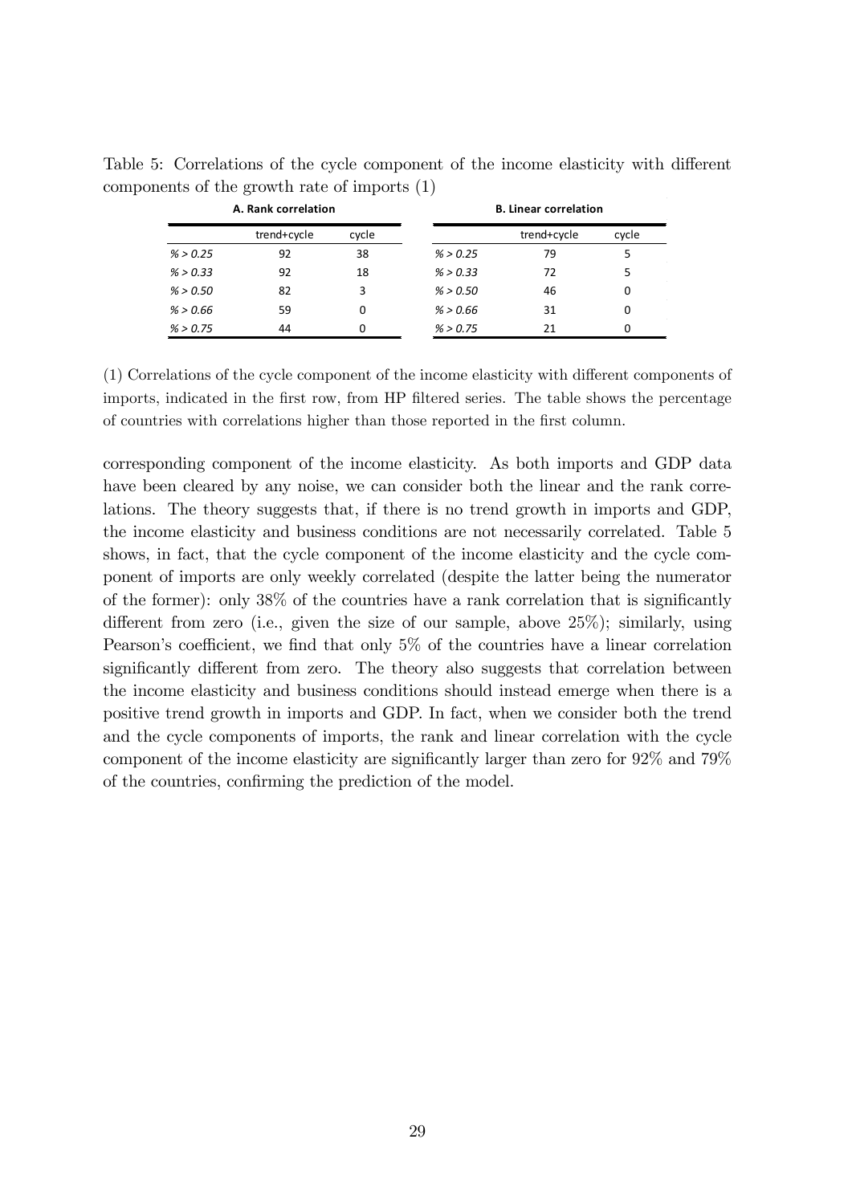Table 5: Correlations of the cycle component of the income elasticity with different components of the growth rate of imports (1)

| **A. Rank correlation** | | | **B. Linear correlation** | | |
|---|---|---|---|---|---|
| | trend+cycle | cycle | | trend+cycle | cycle |
| *% > 0.25* | 92 | 38 | *% > 0.25* | 79 | 5 |
| *% > 0.33* | 92 | 18 | *% > 0.33* | 72 | 5 |
| *% > 0.50* | 82 | 3 | *% > 0.50* | 46 | 0 |
| *% > 0.66* | 59 | 0 | *% > 0.66* | 31 | 0 |
| *% > 0.75* | 44 | 0 | *% > 0.75* | 21 | 0 |

(1) Correlations of the cycle component of the income elasticity with different components of imports, indicated in the first row, from HP filtered series. The table shows the percentage of countries with correlations higher than those reported in the first column.

corresponding component of the income elasticity. As both imports and GDP data have been cleared by any noise, we can consider both the linear and the rank correlations. The theory suggests that, if there is no trend growth in imports and GDP, the income elasticity and business conditions are not necessarily correlated. Table 5 shows, in fact, that the cycle component of the income elasticity and the cycle component of imports are only weekly correlated (despite the latter being the numerator of the former): only 38% of the countries have a rank correlation that is significantly different from zero (i.e., given the size of our sample, above 25%); similarly, using Pearson's coefficient, we find that only 5% of the countries have a linear correlation significantly different from zero. The theory also suggests that correlation between the income elasticity and business conditions should instead emerge when there is a positive trend growth in imports and GDP. In fact, when we consider both the trend and the cycle components of imports, the rank and linear correlation with the cycle component of the income elasticity are significantly larger than zero for 92% and 79% of the countries, confirming the prediction of the model.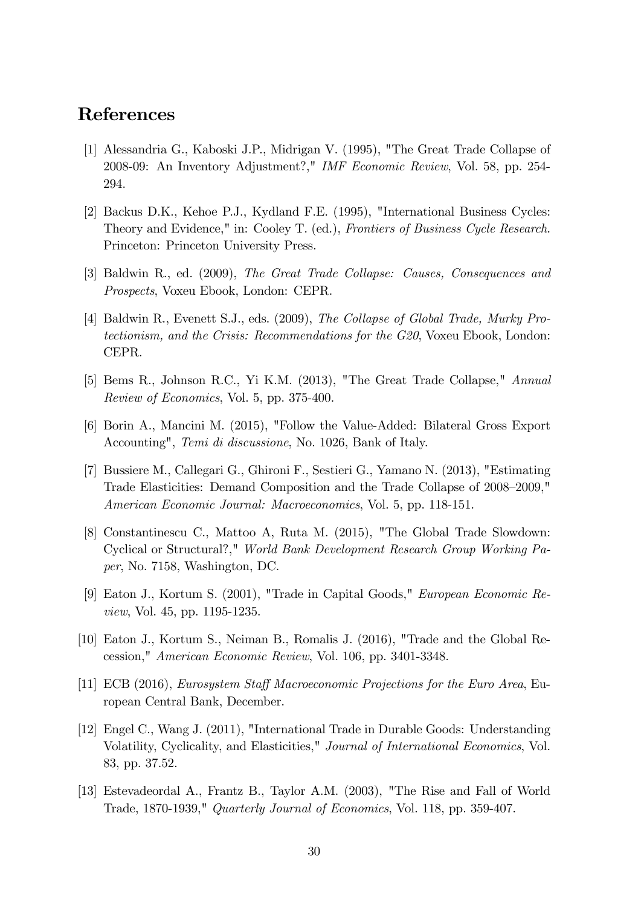# References

[1] Alessandria G., Kaboski J.P., Midrigan V. (1995), "The Great Trade Collapse of 2008-09: An Inventory Adjustment?," *IMF Economic Review*, Vol. 58, pp. 254-294.

[2] Backus D.K., Kehoe P.J., Kydland F.E. (1995), "International Business Cycles: Theory and Evidence," in: Cooley T. (ed.), *Frontiers of Business Cycle Research*. Princeton: Princeton University Press.

[3] Baldwin R., ed. (2009), *The Great Trade Collapse: Causes, Consequences and Prospects*, Voxeu Ebook, London: CEPR.

[4] Baldwin R., Evenett S.J., eds. (2009), *The Collapse of Global Trade, Murky Protectionism, and the Crisis: Recommendations for the G20*, Voxeu Ebook, London: CEPR.

[5] Bems R., Johnson R.C., Yi K.M. (2013), "The Great Trade Collapse," *Annual Review of Economics*, Vol. 5, pp. 375-400.

[6] Borin A., Mancini M. (2015), "Follow the Value-Added: Bilateral Gross Export Accounting", *Temi di discussione*, No. 1026, Bank of Italy.

[7] Bussiere M., Callegari G., Ghironi F., Sestieri G., Yamano N. (2013), "Estimating Trade Elasticities: Demand Composition and the Trade Collapse of 2008–2009," *American Economic Journal: Macroeconomics*, Vol. 5, pp. 118-151.

[8] Constantinescu C., Mattoo A, Ruta M. (2015), "The Global Trade Slowdown: Cyclical or Structural?," *World Bank Development Research Group Working Paper*, No. 7158, Washington, DC.

[9] Eaton J., Kortum S. (2001), "Trade in Capital Goods," *European Economic Review*, Vol. 45, pp. 1195-1235.

[10] Eaton J., Kortum S., Neiman B., Romalis J. (2016), "Trade and the Global Recession," *American Economic Review*, Vol. 106, pp. 3401-3348.

[11] ECB (2016), *Eurosystem Staff Macroeconomic Projections for the Euro Area*, European Central Bank, December.

[12] Engel C., Wang J. (2011), "International Trade in Durable Goods: Understanding Volatility, Cyclicality, and Elasticities," *Journal of International Economics*, Vol. 83, pp. 37.52.

[13] Estevadeordal A., Frantz B., Taylor A.M. (2003), "The Rise and Fall of World Trade, 1870-1939," *Quarterly Journal of Economics*, Vol. 118, pp. 359-407.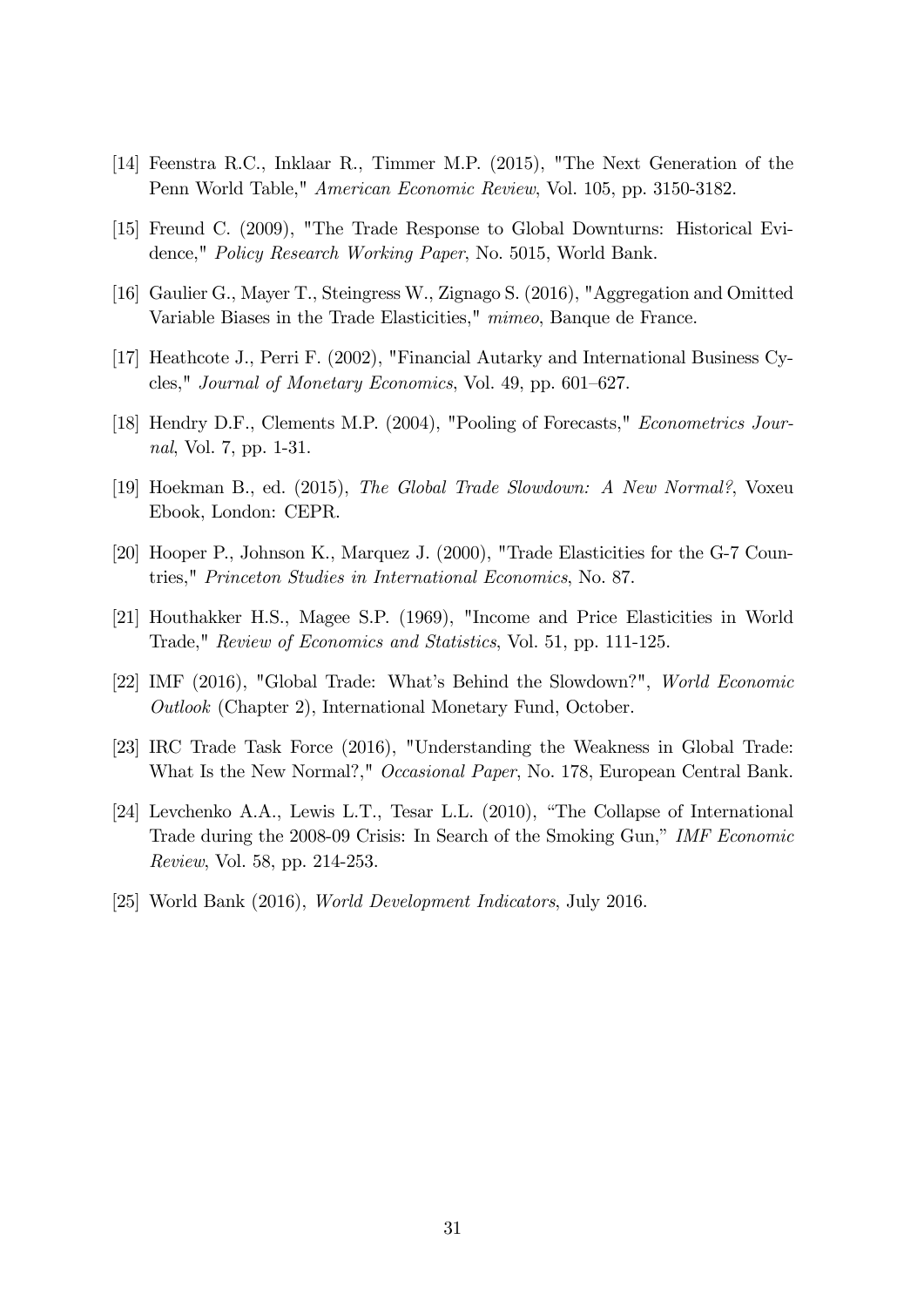[14] Feenstra R.C., Inklaar R., Timmer M.P. (2015), "The Next Generation of the Penn World Table," *American Economic Review*, Vol. 105, pp. 3150-3182.

[15] Freund C. (2009), "The Trade Response to Global Downturns: Historical Evidence," *Policy Research Working Paper*, No. 5015, World Bank.

[16] Gaulier G., Mayer T., Steingress W., Zignago S. (2016), "Aggregation and Omitted Variable Biases in the Trade Elasticities," *mimeo*, Banque de France.

[17] Heathcote J., Perri F. (2002), "Financial Autarky and International Business Cycles," *Journal of Monetary Economics*, Vol. 49, pp. 601–627.

[18] Hendry D.F., Clements M.P. (2004), "Pooling of Forecasts," *Econometrics Journal*, Vol. 7, pp. 1-31.

[19] Hoekman B., ed. (2015), *The Global Trade Slowdown: A New Normal?*, Voxeu Ebook, London: CEPR.

[20] Hooper P., Johnson K., Marquez J. (2000), "Trade Elasticities for the G-7 Countries," *Princeton Studies in International Economics*, No. 87.

[21] Houthakker H.S., Magee S.P. (1969), "Income and Price Elasticities in World Trade," *Review of Economics and Statistics*, Vol. 51, pp. 111-125.

[22] IMF (2016), "Global Trade: What's Behind the Slowdown?", *World Economic Outlook* (Chapter 2), International Monetary Fund, October.

[23] IRC Trade Task Force (2016), "Understanding the Weakness in Global Trade: What Is the New Normal?," *Occasional Paper*, No. 178, European Central Bank.

[24] Levchenko A.A., Lewis L.T., Tesar L.L. (2010), "The Collapse of International Trade during the 2008-09 Crisis: In Search of the Smoking Gun," *IMF Economic Review*, Vol. 58, pp. 214-253.

[25] World Bank (2016), *World Development Indicators*, July 2016.